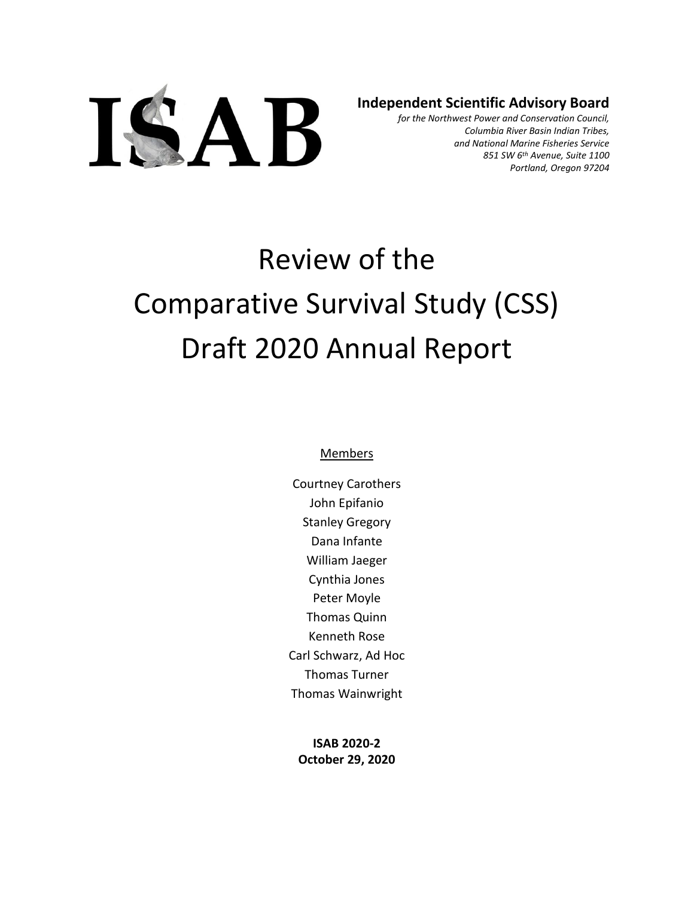ISAB

**Independent Scientific Advisory Board**

*for the Northwest Power and Conservation Council,*
*Columbia River Basin Indian Tribes,*
*and National Marine Fisheries Service*
*851 SW 6th Avenue, Suite 1100*
*Portland, Oregon 97204*

# Review of the Comparative Survival Study (CSS) Draft 2020 Annual Report

Members

Courtney Carothers
John Epifanio
Stanley Gregory
Dana Infante
William Jaeger
Cynthia Jones
Peter Moyle
Thomas Quinn
Kenneth Rose
Carl Schwarz, Ad Hoc
Thomas Turner
Thomas Wainwright

**ISAB 2020-2**
**October 29, 2020**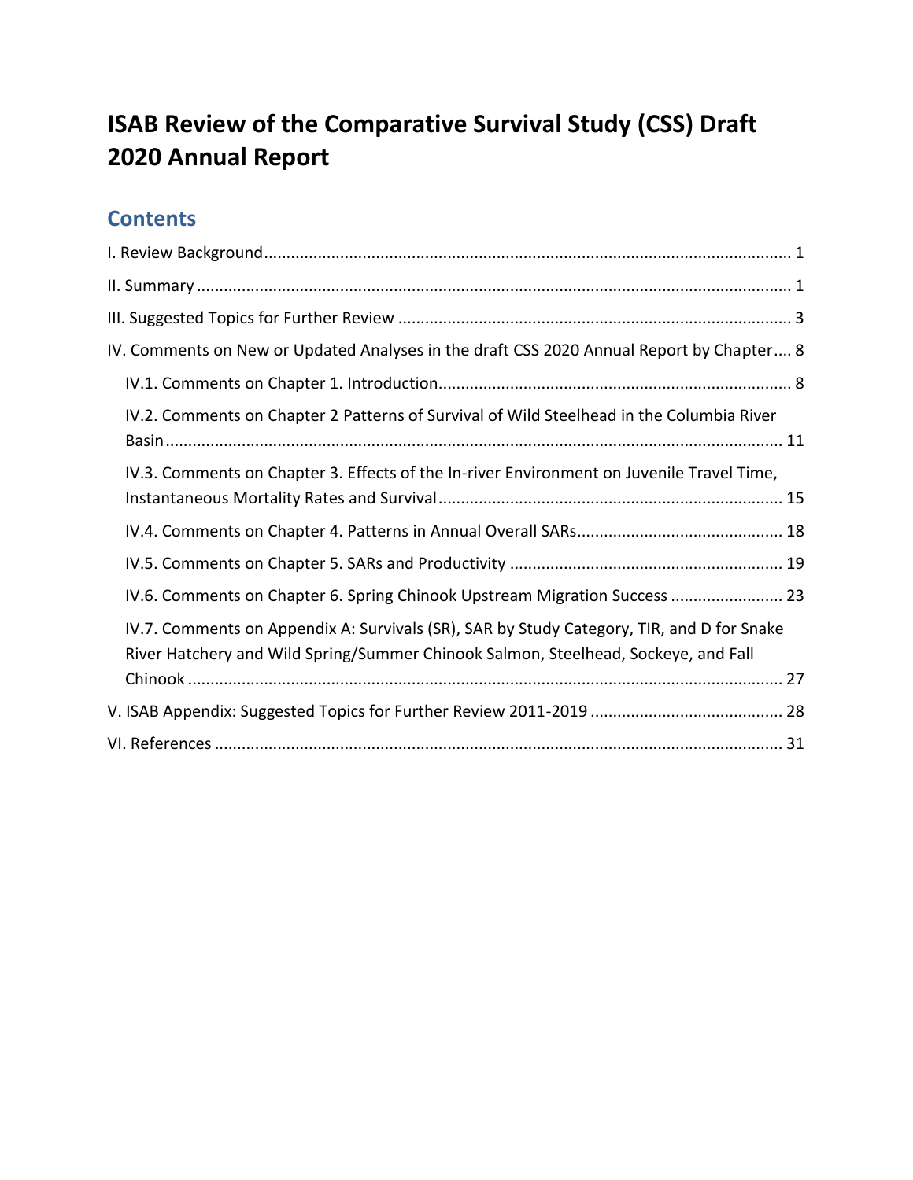# ISAB Review of the Comparative Survival Study (CSS) Draft 2020 Annual Report

## Contents

I. Review Background .......... 1

II. Summary .......... 1

III. Suggested Topics for Further Review .......... 3

IV. Comments on New or Updated Analyses in the draft CSS 2020 Annual Report by Chapter .... 8

- IV.1. Comments on Chapter 1. Introduction .......... 8
- IV.2. Comments on Chapter 2 Patterns of Survival of Wild Steelhead in the Columbia River Basin .......... 11
- IV.3. Comments on Chapter 3. Effects of the In-river Environment on Juvenile Travel Time, Instantaneous Mortality Rates and Survival .......... 15
- IV.4. Comments on Chapter 4. Patterns in Annual Overall SARs .......... 18
- IV.5. Comments on Chapter 5. SARs and Productivity .......... 19
- IV.6. Comments on Chapter 6. Spring Chinook Upstream Migration Success .......... 23
- IV.7. Comments on Appendix A: Survivals (SR), SAR by Study Category, TIR, and D for Snake River Hatchery and Wild Spring/Summer Chinook Salmon, Steelhead, Sockeye, and Fall Chinook .......... 27

V. ISAB Appendix: Suggested Topics for Further Review 2011-2019 .......... 28

VI. References .......... 31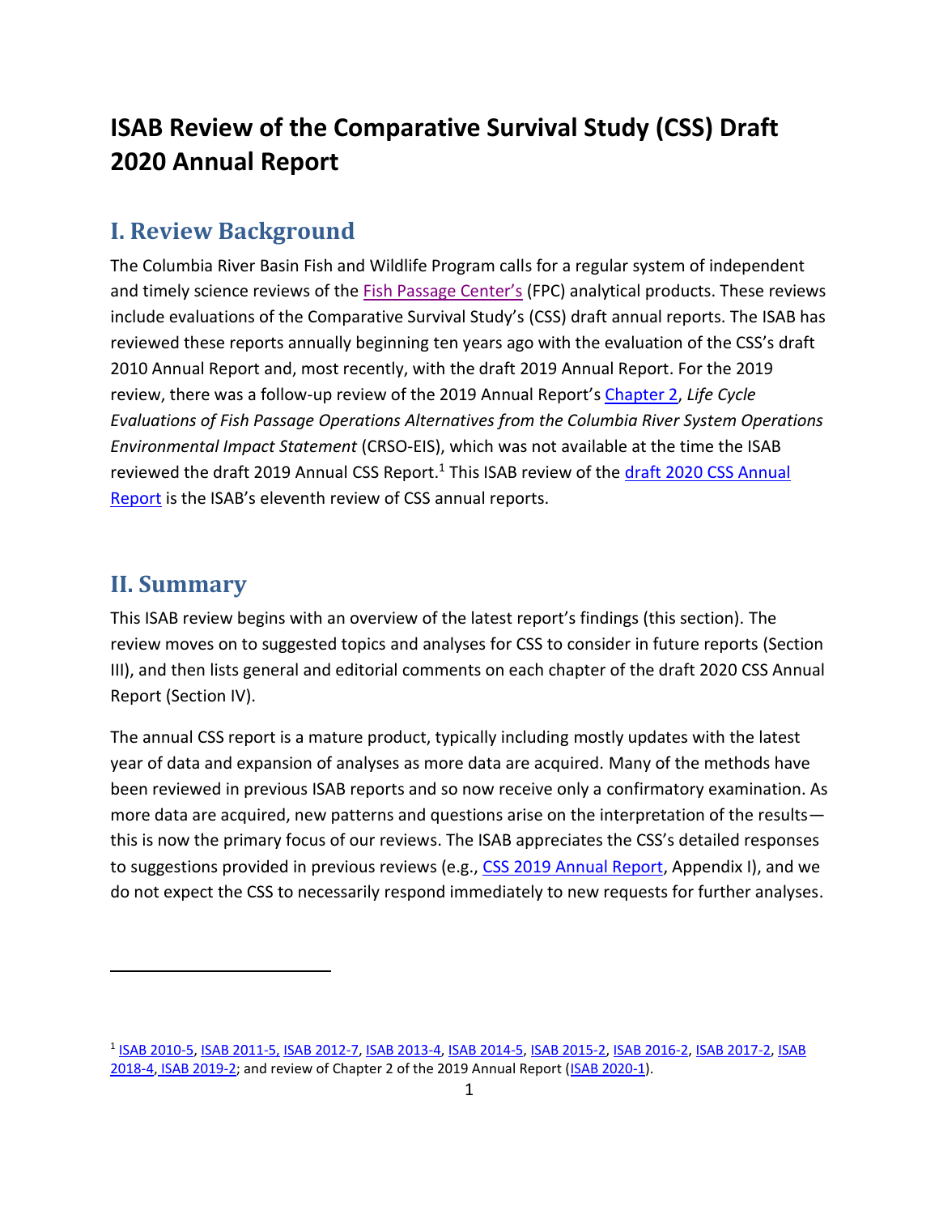# ISAB Review of the Comparative Survival Study (CSS) Draft 2020 Annual Report

## I. Review Background

The Columbia River Basin Fish and Wildlife Program calls for a regular system of independent and timely science reviews of the Fish Passage Center's (FPC) analytical products. These reviews include evaluations of the Comparative Survival Study's (CSS) draft annual reports. The ISAB has reviewed these reports annually beginning ten years ago with the evaluation of the CSS's draft 2010 Annual Report and, most recently, with the draft 2019 Annual Report. For the 2019 review, there was a follow-up review of the 2019 Annual Report's Chapter 2, *Life Cycle Evaluations of Fish Passage Operations Alternatives from the Columbia River System Operations Environmental Impact Statement* (CRSO-EIS), which was not available at the time the ISAB reviewed the draft 2019 Annual CSS Report.[1] This ISAB review of the draft 2020 CSS Annual Report is the ISAB's eleventh review of CSS annual reports.

## II. Summary

This ISAB review begins with an overview of the latest report's findings (this section). The review moves on to suggested topics and analyses for CSS to consider in future reports (Section III), and then lists general and editorial comments on each chapter of the draft 2020 CSS Annual Report (Section IV).

The annual CSS report is a mature product, typically including mostly updates with the latest year of data and expansion of analyses as more data are acquired. Many of the methods have been reviewed in previous ISAB reports and so now receive only a confirmatory examination. As more data are acquired, new patterns and questions arise on the interpretation of the results—this is now the primary focus of our reviews. The ISAB appreciates the CSS's detailed responses to suggestions provided in previous reviews (e.g., CSS 2019 Annual Report, Appendix I), and we do not expect the CSS to necessarily respond immediately to new requests for further analyses.

---

[1] ISAB 2010-5, ISAB 2011-5, ISAB 2012-7, ISAB 2013-4, ISAB 2014-5, ISAB 2015-2, ISAB 2016-2, ISAB 2017-2, ISAB 2018-4, ISAB 2019-2; and review of Chapter 2 of the 2019 Annual Report (ISAB 2020-1).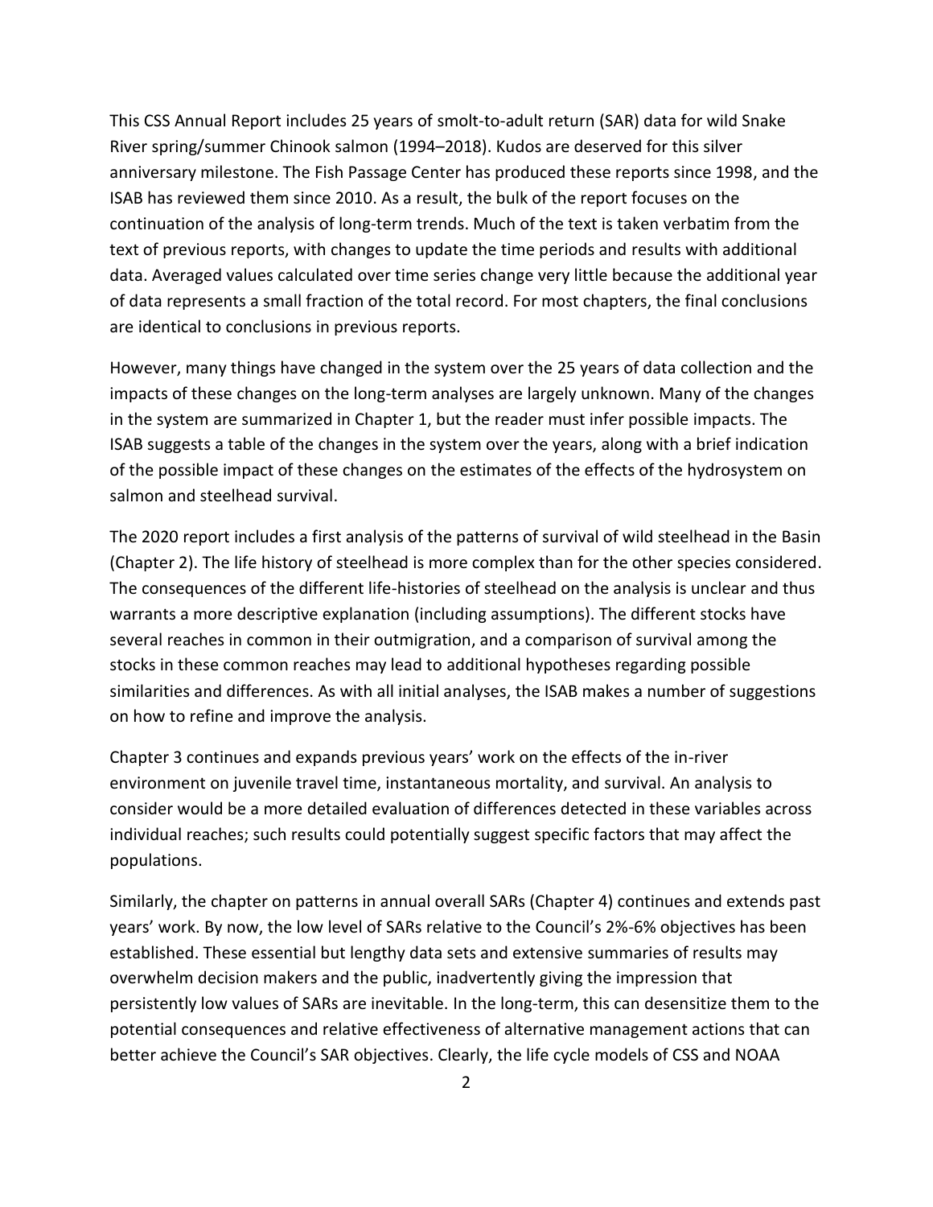This CSS Annual Report includes 25 years of smolt-to-adult return (SAR) data for wild Snake River spring/summer Chinook salmon (1994–2018). Kudos are deserved for this silver anniversary milestone. The Fish Passage Center has produced these reports since 1998, and the ISAB has reviewed them since 2010. As a result, the bulk of the report focuses on the continuation of the analysis of long-term trends. Much of the text is taken verbatim from the text of previous reports, with changes to update the time periods and results with additional data. Averaged values calculated over time series change very little because the additional year of data represents a small fraction of the total record. For most chapters, the final conclusions are identical to conclusions in previous reports.

However, many things have changed in the system over the 25 years of data collection and the impacts of these changes on the long-term analyses are largely unknown. Many of the changes in the system are summarized in Chapter 1, but the reader must infer possible impacts. The ISAB suggests a table of the changes in the system over the years, along with a brief indication of the possible impact of these changes on the estimates of the effects of the hydrosystem on salmon and steelhead survival.

The 2020 report includes a first analysis of the patterns of survival of wild steelhead in the Basin (Chapter 2). The life history of steelhead is more complex than for the other species considered. The consequences of the different life-histories of steelhead on the analysis is unclear and thus warrants a more descriptive explanation (including assumptions). The different stocks have several reaches in common in their outmigration, and a comparison of survival among the stocks in these common reaches may lead to additional hypotheses regarding possible similarities and differences. As with all initial analyses, the ISAB makes a number of suggestions on how to refine and improve the analysis.

Chapter 3 continues and expands previous years' work on the effects of the in-river environment on juvenile travel time, instantaneous mortality, and survival. An analysis to consider would be a more detailed evaluation of differences detected in these variables across individual reaches; such results could potentially suggest specific factors that may affect the populations.

Similarly, the chapter on patterns in annual overall SARs (Chapter 4) continues and extends past years' work. By now, the low level of SARs relative to the Council's 2%-6% objectives has been established. These essential but lengthy data sets and extensive summaries of results may overwhelm decision makers and the public, inadvertently giving the impression that persistently low values of SARs are inevitable. In the long-term, this can desensitize them to the potential consequences and relative effectiveness of alternative management actions that can better achieve the Council's SAR objectives. Clearly, the life cycle models of CSS and NOAA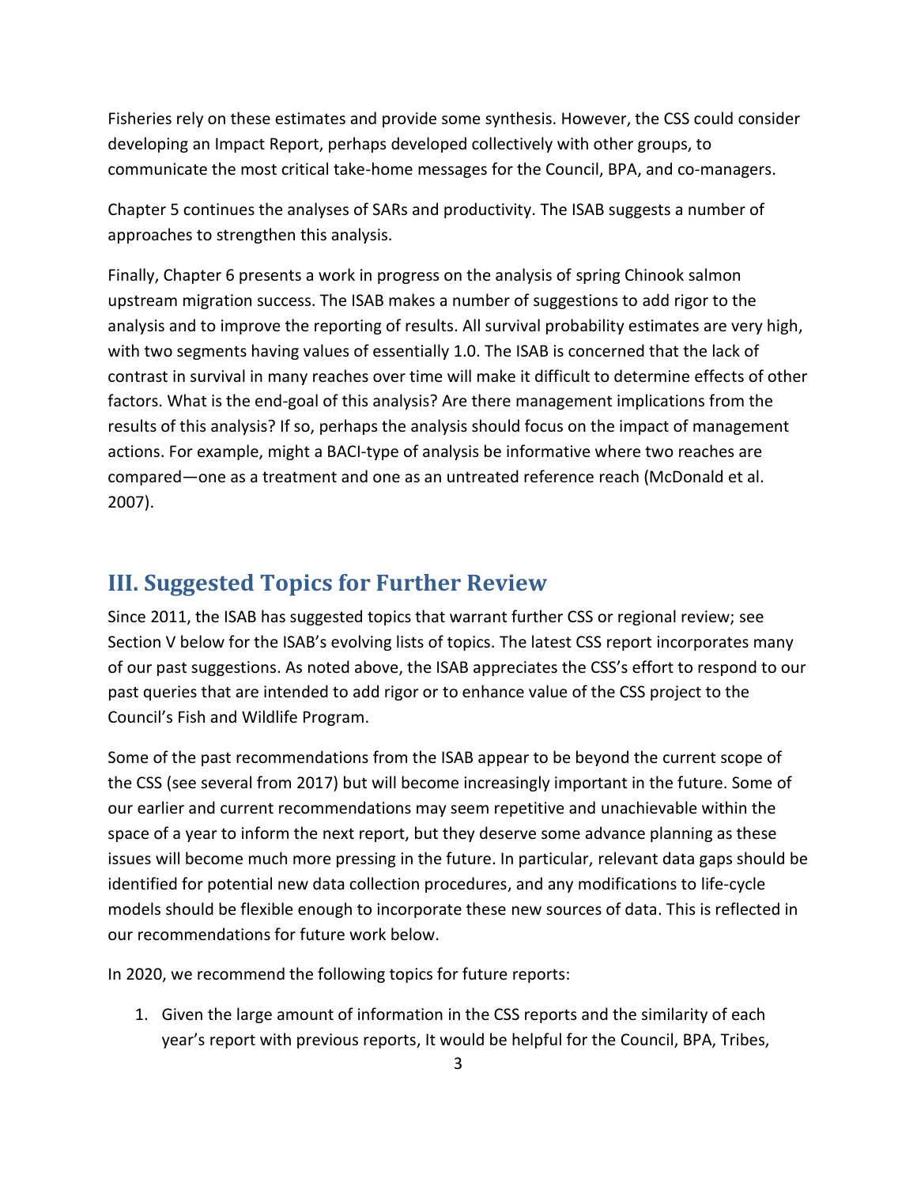Fisheries rely on these estimates and provide some synthesis. However, the CSS could consider developing an Impact Report, perhaps developed collectively with other groups, to communicate the most critical take-home messages for the Council, BPA, and co-managers.

Chapter 5 continues the analyses of SARs and productivity. The ISAB suggests a number of approaches to strengthen this analysis.

Finally, Chapter 6 presents a work in progress on the analysis of spring Chinook salmon upstream migration success. The ISAB makes a number of suggestions to add rigor to the analysis and to improve the reporting of results. All survival probability estimates are very high, with two segments having values of essentially 1.0. The ISAB is concerned that the lack of contrast in survival in many reaches over time will make it difficult to determine effects of other factors. What is the end-goal of this analysis? Are there management implications from the results of this analysis? If so, perhaps the analysis should focus on the impact of management actions. For example, might a BACI-type of analysis be informative where two reaches are compared—one as a treatment and one as an untreated reference reach (McDonald et al. 2007).

## III. Suggested Topics for Further Review

Since 2011, the ISAB has suggested topics that warrant further CSS or regional review; see Section V below for the ISAB's evolving lists of topics. The latest CSS report incorporates many of our past suggestions. As noted above, the ISAB appreciates the CSS's effort to respond to our past queries that are intended to add rigor or to enhance value of the CSS project to the Council's Fish and Wildlife Program.

Some of the past recommendations from the ISAB appear to be beyond the current scope of the CSS (see several from 2017) but will become increasingly important in the future. Some of our earlier and current recommendations may seem repetitive and unachievable within the space of a year to inform the next report, but they deserve some advance planning as these issues will become much more pressing in the future. In particular, relevant data gaps should be identified for potential new data collection procedures, and any modifications to life-cycle models should be flexible enough to incorporate these new sources of data. This is reflected in our recommendations for future work below.

In 2020, we recommend the following topics for future reports:

1. Given the large amount of information in the CSS reports and the similarity of each year's report with previous reports, It would be helpful for the Council, BPA, Tribes,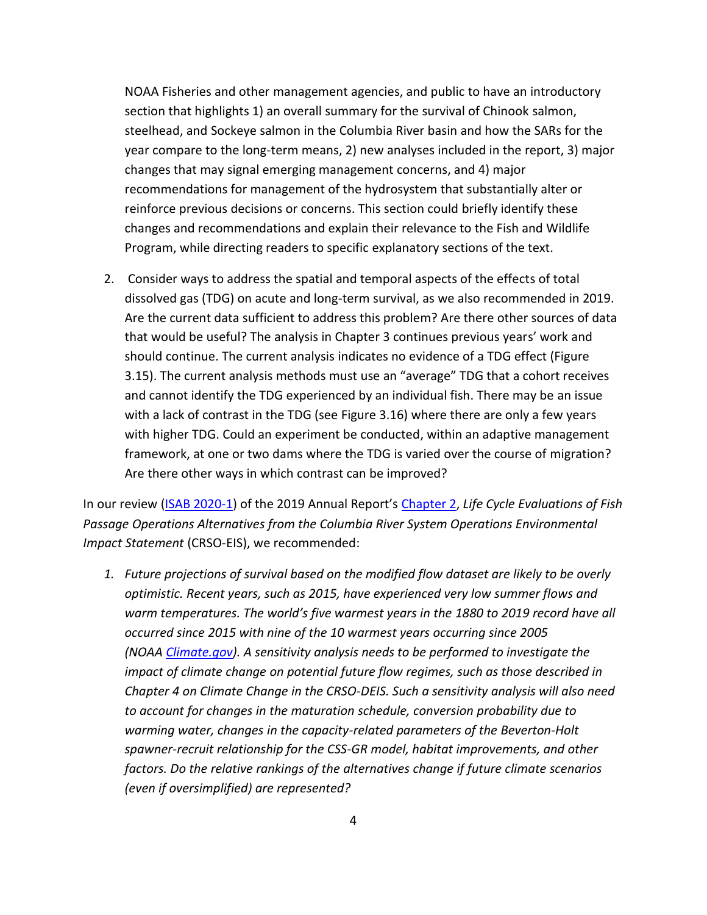NOAA Fisheries and other management agencies, and public to have an introductory section that highlights 1) an overall summary for the survival of Chinook salmon, steelhead, and Sockeye salmon in the Columbia River basin and how the SARs for the year compare to the long-term means, 2) new analyses included in the report, 3) major changes that may signal emerging management concerns, and 4) major recommendations for management of the hydrosystem that substantially alter or reinforce previous decisions or concerns. This section could briefly identify these changes and recommendations and explain their relevance to the Fish and Wildlife Program, while directing readers to specific explanatory sections of the text.

2. Consider ways to address the spatial and temporal aspects of the effects of total dissolved gas (TDG) on acute and long-term survival, as we also recommended in 2019. Are the current data sufficient to address this problem? Are there other sources of data that would be useful? The analysis in Chapter 3 continues previous years' work and should continue. The current analysis indicates no evidence of a TDG effect (Figure 3.15). The current analysis methods must use an "average" TDG that a cohort receives and cannot identify the TDG experienced by an individual fish. There may be an issue with a lack of contrast in the TDG (see Figure 3.16) where there are only a few years with higher TDG. Could an experiment be conducted, within an adaptive management framework, at one or two dams where the TDG is varied over the course of migration? Are there other ways in which contrast can be improved?

In our review (ISAB 2020-1) of the 2019 Annual Report's Chapter 2, *Life Cycle Evaluations of Fish Passage Operations Alternatives from the Columbia River System Operations Environmental Impact Statement* (CRSO-EIS), we recommended:

1. *Future projections of survival based on the modified flow dataset are likely to be overly optimistic. Recent years, such as 2015, have experienced very low summer flows and warm temperatures. The world's five warmest years in the 1880 to 2019 record have all occurred since 2015 with nine of the 10 warmest years occurring since 2005 (NOAA Climate.gov). A sensitivity analysis needs to be performed to investigate the impact of climate change on potential future flow regimes, such as those described in Chapter 4 on Climate Change in the CRSO-DEIS. Such a sensitivity analysis will also need to account for changes in the maturation schedule, conversion probability due to warming water, changes in the capacity-related parameters of the Beverton-Holt spawner-recruit relationship for the CSS-GR model, habitat improvements, and other factors. Do the relative rankings of the alternatives change if future climate scenarios (even if oversimplified) are represented?*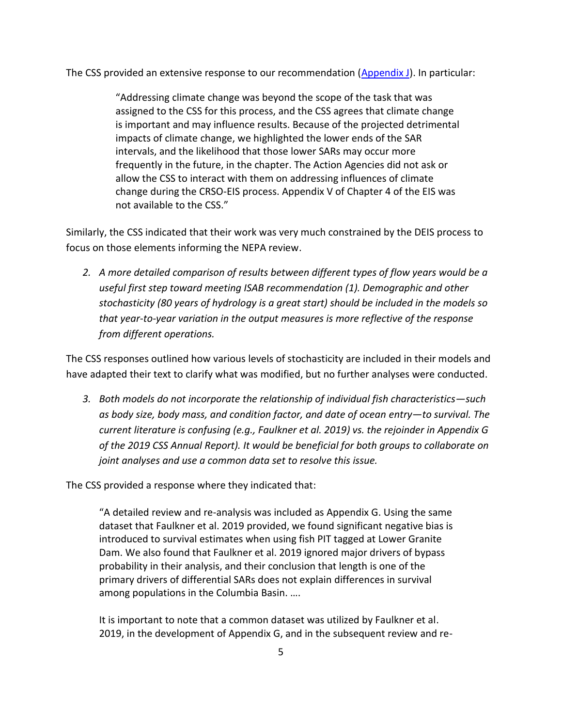The CSS provided an extensive response to our recommendation ([Appendix J]()). In particular:

> "Addressing climate change was beyond the scope of the task that was assigned to the CSS for this process, and the CSS agrees that climate change is important and may influence results. Because of the projected detrimental impacts of climate change, we highlighted the lower ends of the SAR intervals, and the likelihood that those lower SARs may occur more frequently in the future, in the chapter. The Action Agencies did not ask or allow the CSS to interact with them on addressing influences of climate change during the CRSO-EIS process. Appendix V of Chapter 4 of the EIS was not available to the CSS."

Similarly, the CSS indicated that their work was very much constrained by the DEIS process to focus on those elements informing the NEPA review.

2. *A more detailed comparison of results between different types of flow years would be a useful first step toward meeting ISAB recommendation (1). Demographic and other stochasticity (80 years of hydrology is a great start) should be included in the models so that year-to-year variation in the output measures is more reflective of the response from different operations.*

The CSS responses outlined how various levels of stochasticity are included in their models and have adapted their text to clarify what was modified, but no further analyses were conducted.

3. *Both models do not incorporate the relationship of individual fish characteristics—such as body size, body mass, and condition factor, and date of ocean entry—to survival. The current literature is confusing (e.g., Faulkner et al. 2019) vs. the rejoinder in Appendix G of the 2019 CSS Annual Report). It would be beneficial for both groups to collaborate on joint analyses and use a common data set to resolve this issue.*

The CSS provided a response where they indicated that:

> "A detailed review and re-analysis was included as Appendix G. Using the same dataset that Faulkner et al. 2019 provided, we found significant negative bias is introduced to survival estimates when using fish PIT tagged at Lower Granite Dam. We also found that Faulkner et al. 2019 ignored major drivers of bypass probability in their analysis, and their conclusion that length is one of the primary drivers of differential SARs does not explain differences in survival among populations in the Columbia Basin. ….
>
> It is important to note that a common dataset was utilized by Faulkner et al. 2019, in the development of Appendix G, and in the subsequent review and re-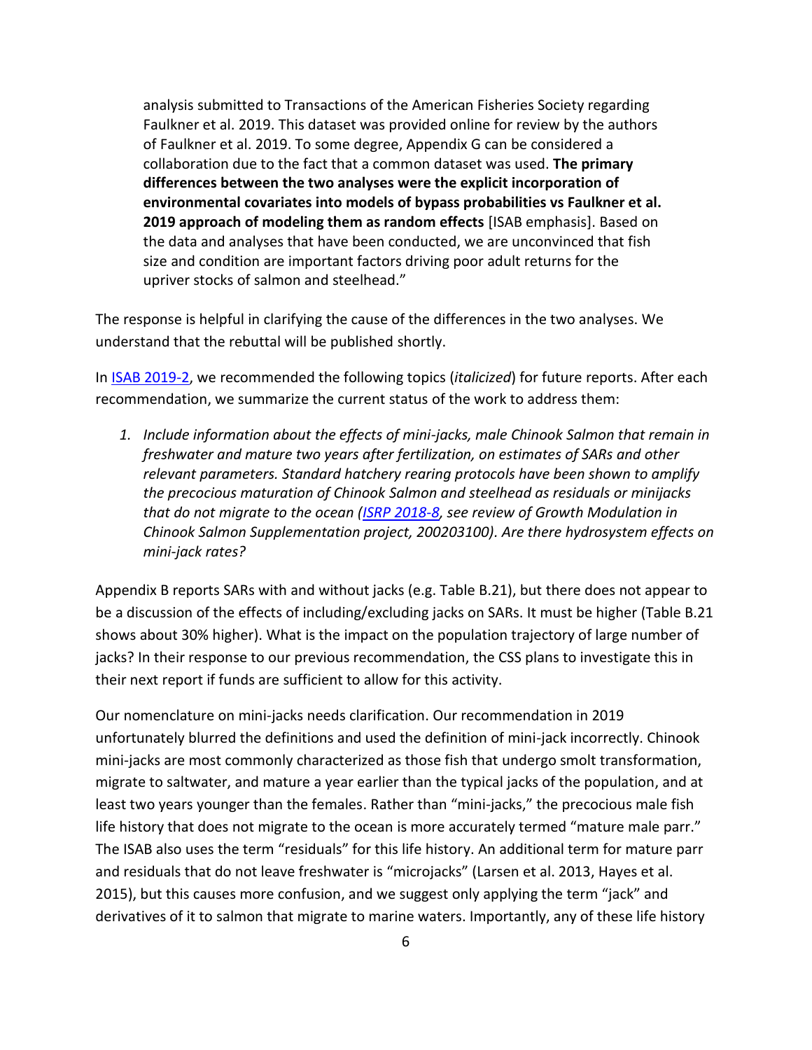analysis submitted to Transactions of the American Fisheries Society regarding Faulkner et al. 2019. This dataset was provided online for review by the authors of Faulkner et al. 2019. To some degree, Appendix G can be considered a collaboration due to the fact that a common dataset was used. **The primary differences between the two analyses were the explicit incorporation of environmental covariates into models of bypass probabilities vs Faulkner et al. 2019 approach of modeling them as random effects** [ISAB emphasis]. Based on the data and analyses that have been conducted, we are unconvinced that fish size and condition are important factors driving poor adult returns for the upriver stocks of salmon and steelhead."

The response is helpful in clarifying the cause of the differences in the two analyses. We understand that the rebuttal will be published shortly.

In ISAB 2019-2, we recommended the following topics (*italicized*) for future reports. After each recommendation, we summarize the current status of the work to address them:

1. *Include information about the effects of mini-jacks, male Chinook Salmon that remain in freshwater and mature two years after fertilization, on estimates of SARs and other relevant parameters. Standard hatchery rearing protocols have been shown to amplify the precocious maturation of Chinook Salmon and steelhead as residuals or minijacks that do not migrate to the ocean (ISRP 2018-8, see review of Growth Modulation in Chinook Salmon Supplementation project, 200203100). Are there hydrosystem effects on mini-jack rates?*

Appendix B reports SARs with and without jacks (e.g. Table B.21), but there does not appear to be a discussion of the effects of including/excluding jacks on SARs. It must be higher (Table B.21 shows about 30% higher). What is the impact on the population trajectory of large number of jacks? In their response to our previous recommendation, the CSS plans to investigate this in their next report if funds are sufficient to allow for this activity.

Our nomenclature on mini-jacks needs clarification. Our recommendation in 2019 unfortunately blurred the definitions and used the definition of mini-jack incorrectly. Chinook mini-jacks are most commonly characterized as those fish that undergo smolt transformation, migrate to saltwater, and mature a year earlier than the typical jacks of the population, and at least two years younger than the females. Rather than "mini-jacks," the precocious male fish life history that does not migrate to the ocean is more accurately termed "mature male parr." The ISAB also uses the term "residuals" for this life history. An additional term for mature parr and residuals that do not leave freshwater is "microjacks" (Larsen et al. 2013, Hayes et al. 2015), but this causes more confusion, and we suggest only applying the term "jack" and derivatives of it to salmon that migrate to marine waters. Importantly, any of these life history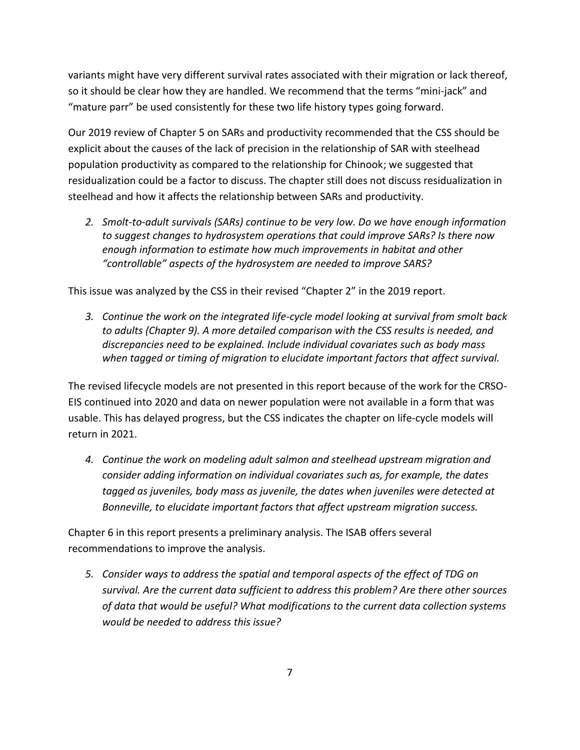variants might have very different survival rates associated with their migration or lack thereof, so it should be clear how they are handled. We recommend that the terms “mini-jack” and “mature parr” be used consistently for these two life history types going forward.

Our 2019 review of Chapter 5 on SARs and productivity recommended that the CSS should be explicit about the causes of the lack of precision in the relationship of SAR with steelhead population productivity as compared to the relationship for Chinook; we suggested that residualization could be a factor to discuss. The chapter still does not discuss residualization in steelhead and how it affects the relationship between SARs and productivity.

2. *Smolt-to-adult survivals (SARs) continue to be very low. Do we have enough information to suggest changes to hydrosystem operations that could improve SARs? Is there now enough information to estimate how much improvements in habitat and other “controllable” aspects of the hydrosystem are needed to improve SARS?*

This issue was analyzed by the CSS in their revised “Chapter 2” in the 2019 report.

3. *Continue the work on the integrated life-cycle model looking at survival from smolt back to adults (Chapter 9). A more detailed comparison with the CSS results is needed, and discrepancies need to be explained. Include individual covariates such as body mass when tagged or timing of migration to elucidate important factors that affect survival.*

The revised lifecycle models are not presented in this report because of the work for the CRSO-EIS continued into 2020 and data on newer population were not available in a form that was usable. This has delayed progress, but the CSS indicates the chapter on life-cycle models will return in 2021.

4. *Continue the work on modeling adult salmon and steelhead upstream migration and consider adding information on individual covariates such as, for example, the dates tagged as juveniles, body mass as juvenile, the dates when juveniles were detected at Bonneville, to elucidate important factors that affect upstream migration success.*

Chapter 6 in this report presents a preliminary analysis. The ISAB offers several recommendations to improve the analysis.

5. *Consider ways to address the spatial and temporal aspects of the effect of TDG on survival. Are the current data sufficient to address this problem? Are there other sources of data that would be useful? What modifications to the current data collection systems would be needed to address this issue?*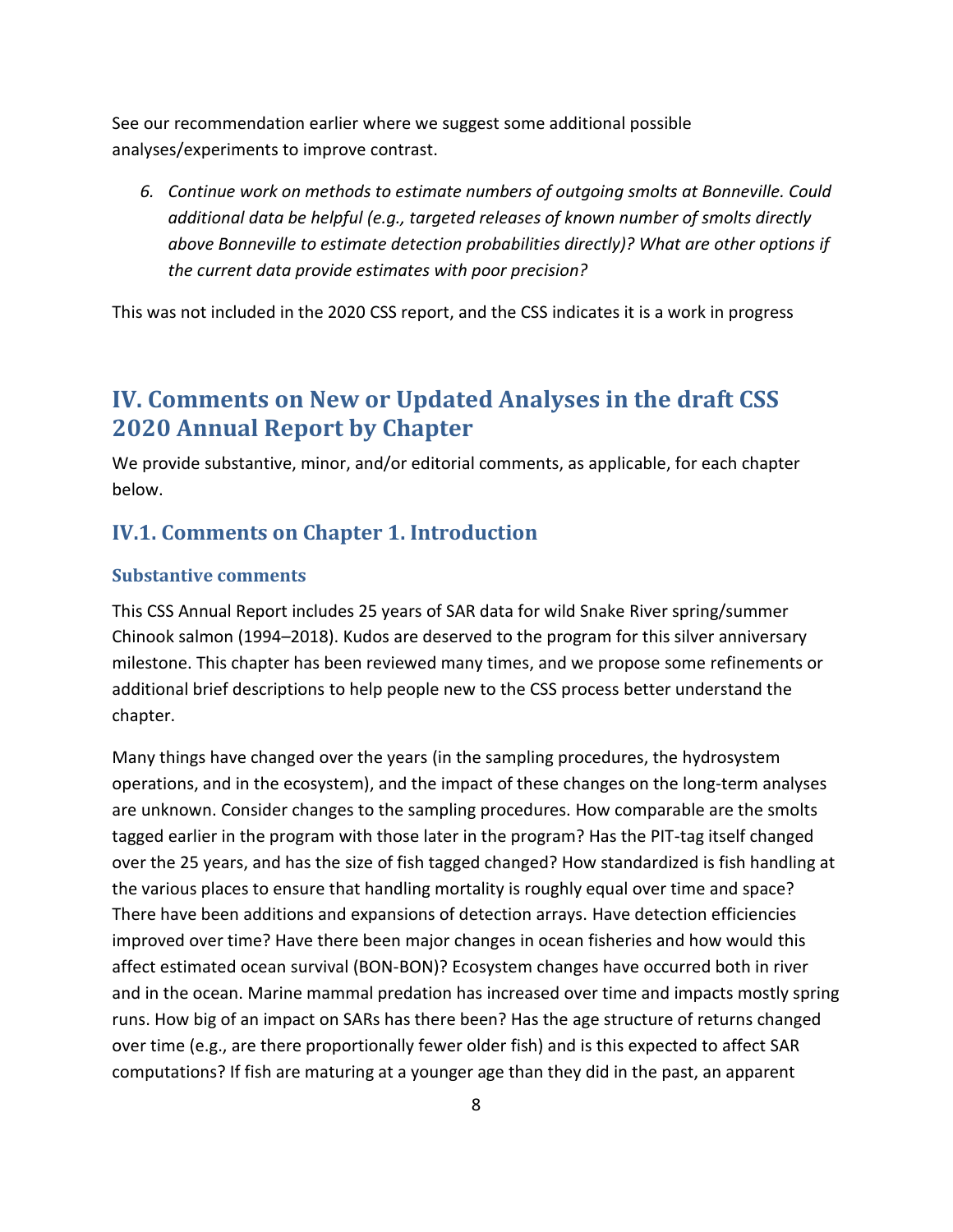See our recommendation earlier where we suggest some additional possible analyses/experiments to improve contrast.

6. *Continue work on methods to estimate numbers of outgoing smolts at Bonneville. Could additional data be helpful (e.g., targeted releases of known number of smolts directly above Bonneville to estimate detection probabilities directly)? What are other options if the current data provide estimates with poor precision?*

This was not included in the 2020 CSS report, and the CSS indicates it is a work in progress

# IV. Comments on New or Updated Analyses in the draft CSS 2020 Annual Report by Chapter

We provide substantive, minor, and/or editorial comments, as applicable, for each chapter below.

## IV.1. Comments on Chapter 1. Introduction

### Substantive comments

This CSS Annual Report includes 25 years of SAR data for wild Snake River spring/summer Chinook salmon (1994–2018). Kudos are deserved to the program for this silver anniversary milestone. This chapter has been reviewed many times, and we propose some refinements or additional brief descriptions to help people new to the CSS process better understand the chapter.

Many things have changed over the years (in the sampling procedures, the hydrosystem operations, and in the ecosystem), and the impact of these changes on the long-term analyses are unknown. Consider changes to the sampling procedures. How comparable are the smolts tagged earlier in the program with those later in the program? Has the PIT-tag itself changed over the 25 years, and has the size of fish tagged changed? How standardized is fish handling at the various places to ensure that handling mortality is roughly equal over time and space? There have been additions and expansions of detection arrays. Have detection efficiencies improved over time? Have there been major changes in ocean fisheries and how would this affect estimated ocean survival (BON-BON)? Ecosystem changes have occurred both in river and in the ocean. Marine mammal predation has increased over time and impacts mostly spring runs. How big of an impact on SARs has there been? Has the age structure of returns changed over time (e.g., are there proportionally fewer older fish) and is this expected to affect SAR computations? If fish are maturing at a younger age than they did in the past, an apparent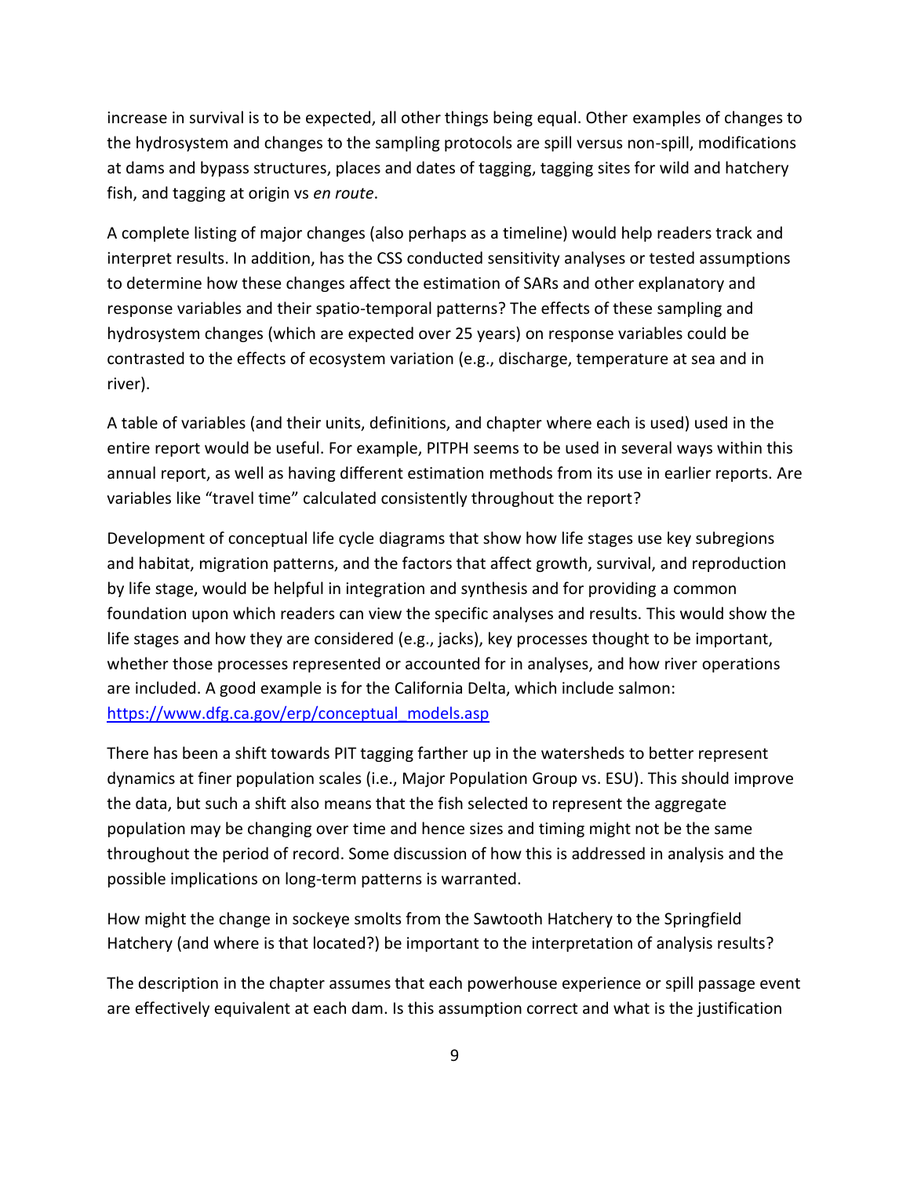increase in survival is to be expected, all other things being equal. Other examples of changes to the hydrosystem and changes to the sampling protocols are spill versus non-spill, modifications at dams and bypass structures, places and dates of tagging, tagging sites for wild and hatchery fish, and tagging at origin vs *en route*.

A complete listing of major changes (also perhaps as a timeline) would help readers track and interpret results. In addition, has the CSS conducted sensitivity analyses or tested assumptions to determine how these changes affect the estimation of SARs and other explanatory and response variables and their spatio-temporal patterns? The effects of these sampling and hydrosystem changes (which are expected over 25 years) on response variables could be contrasted to the effects of ecosystem variation (e.g., discharge, temperature at sea and in river).

A table of variables (and their units, definitions, and chapter where each is used) used in the entire report would be useful. For example, PITPH seems to be used in several ways within this annual report, as well as having different estimation methods from its use in earlier reports. Are variables like "travel time" calculated consistently throughout the report?

Development of conceptual life cycle diagrams that show how life stages use key subregions and habitat, migration patterns, and the factors that affect growth, survival, and reproduction by life stage, would be helpful in integration and synthesis and for providing a common foundation upon which readers can view the specific analyses and results. This would show the life stages and how they are considered (e.g., jacks), key processes thought to be important, whether those processes represented or accounted for in analyses, and how river operations are included. A good example is for the California Delta, which include salmon: [https://www.dfg.ca.gov/erp/conceptual_models.asp](https://www.dfg.ca.gov/erp/conceptual_models.asp)

There has been a shift towards PIT tagging farther up in the watersheds to better represent dynamics at finer population scales (i.e., Major Population Group vs. ESU). This should improve the data, but such a shift also means that the fish selected to represent the aggregate population may be changing over time and hence sizes and timing might not be the same throughout the period of record. Some discussion of how this is addressed in analysis and the possible implications on long-term patterns is warranted.

How might the change in sockeye smolts from the Sawtooth Hatchery to the Springfield Hatchery (and where is that located?) be important to the interpretation of analysis results?

The description in the chapter assumes that each powerhouse experience or spill passage event are effectively equivalent at each dam. Is this assumption correct and what is the justification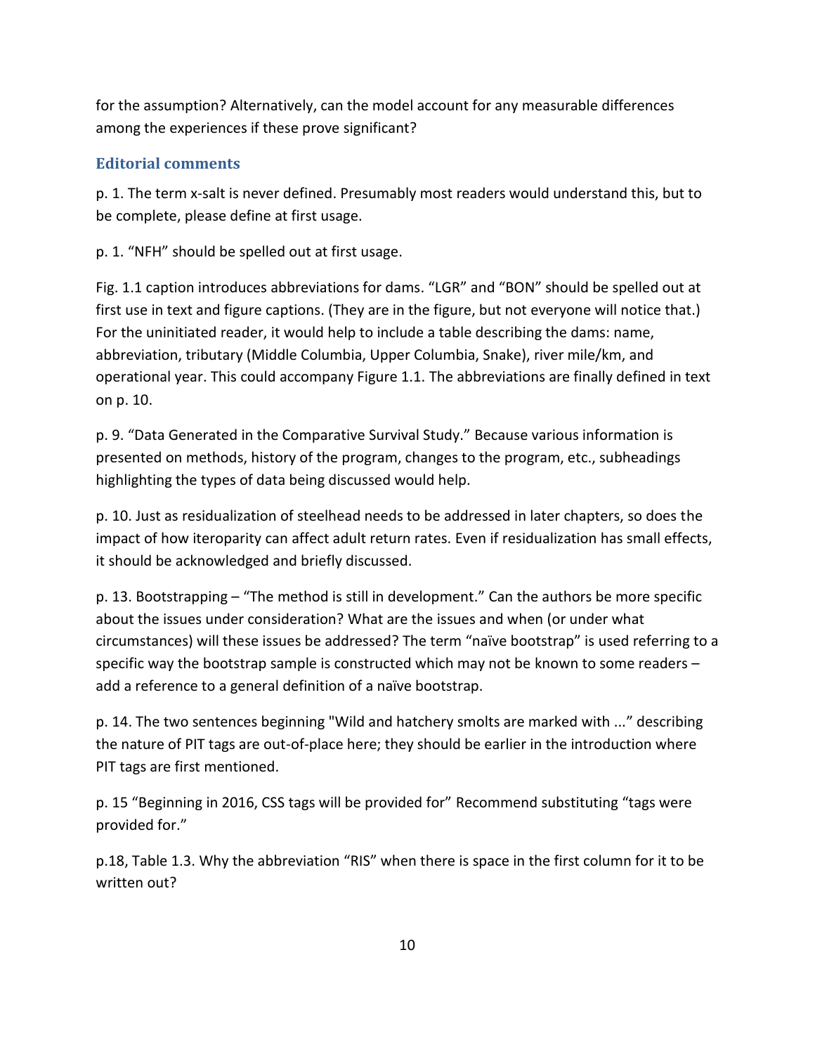for the assumption? Alternatively, can the model account for any measurable differences among the experiences if these prove significant?

### Editorial comments

p. 1. The term x-salt is never defined. Presumably most readers would understand this, but to be complete, please define at first usage.

p. 1. “NFH” should be spelled out at first usage.

Fig. 1.1 caption introduces abbreviations for dams. “LGR” and “BON” should be spelled out at first use in text and figure captions. (They are in the figure, but not everyone will notice that.) For the uninitiated reader, it would help to include a table describing the dams: name, abbreviation, tributary (Middle Columbia, Upper Columbia, Snake), river mile/km, and operational year. This could accompany Figure 1.1. The abbreviations are finally defined in text on p. 10.

p. 9. “Data Generated in the Comparative Survival Study.” Because various information is presented on methods, history of the program, changes to the program, etc., subheadings highlighting the types of data being discussed would help.

p. 10. Just as residualization of steelhead needs to be addressed in later chapters, so does the impact of how iteroparity can affect adult return rates. Even if residualization has small effects, it should be acknowledged and briefly discussed.

p. 13. Bootstrapping – “The method is still in development.” Can the authors be more specific about the issues under consideration? What are the issues and when (or under what circumstances) will these issues be addressed? The term “naïve bootstrap” is used referring to a specific way the bootstrap sample is constructed which may not be known to some readers – add a reference to a general definition of a naïve bootstrap.

p. 14. The two sentences beginning "Wild and hatchery smolts are marked with ..." describing the nature of PIT tags are out-of-place here; they should be earlier in the introduction where PIT tags are first mentioned.

p. 15 “Beginning in 2016, CSS tags will be provided for” Recommend substituting “tags were provided for.”

p.18, Table 1.3. Why the abbreviation “RIS” when there is space in the first column for it to be written out?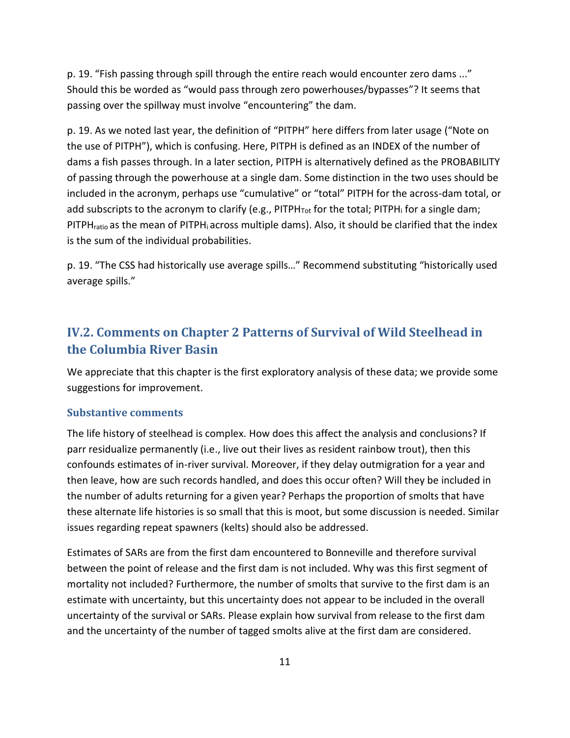p. 19. “Fish passing through spill through the entire reach would encounter zero dams ...” Should this be worded as “would pass through zero powerhouses/bypasses”? It seems that passing over the spillway must involve “encountering” the dam.

p. 19. As we noted last year, the definition of “PITPH” here differs from later usage (“Note on the use of PITPH”), which is confusing. Here, PITPH is defined as an INDEX of the number of dams a fish passes through. In a later section, PITPH is alternatively defined as the PROBABILITY of passing through the powerhouse at a single dam. Some distinction in the two uses should be included in the acronym, perhaps use “cumulative” or “total” PITPH for the across-dam total, or add subscripts to the acronym to clarify (e.g., $PITPH_{Tot}$ for the total; $PITPH_i$ for a single dam; $PITPH_{ratio}$ as the mean of $PITPH_i$ across multiple dams). Also, it should be clarified that the index is the sum of the individual probabilities.

p. 19. “The CSS had historically use average spills…” Recommend substituting “historically used average spills.”

## IV.2. Comments on Chapter 2 Patterns of Survival of Wild Steelhead in the Columbia River Basin

We appreciate that this chapter is the first exploratory analysis of these data; we provide some suggestions for improvement.

### Substantive comments

The life history of steelhead is complex. How does this affect the analysis and conclusions? If parr residualize permanently (i.e., live out their lives as resident rainbow trout), then this confounds estimates of in-river survival. Moreover, if they delay outmigration for a year and then leave, how are such records handled, and does this occur often? Will they be included in the number of adults returning for a given year? Perhaps the proportion of smolts that have these alternate life histories is so small that this is moot, but some discussion is needed. Similar issues regarding repeat spawners (kelts) should also be addressed.

Estimates of SARs are from the first dam encountered to Bonneville and therefore survival between the point of release and the first dam is not included. Why was this first segment of mortality not included? Furthermore, the number of smolts that survive to the first dam is an estimate with uncertainty, but this uncertainty does not appear to be included in the overall uncertainty of the survival or SARs. Please explain how survival from release to the first dam and the uncertainty of the number of tagged smolts alive at the first dam are considered.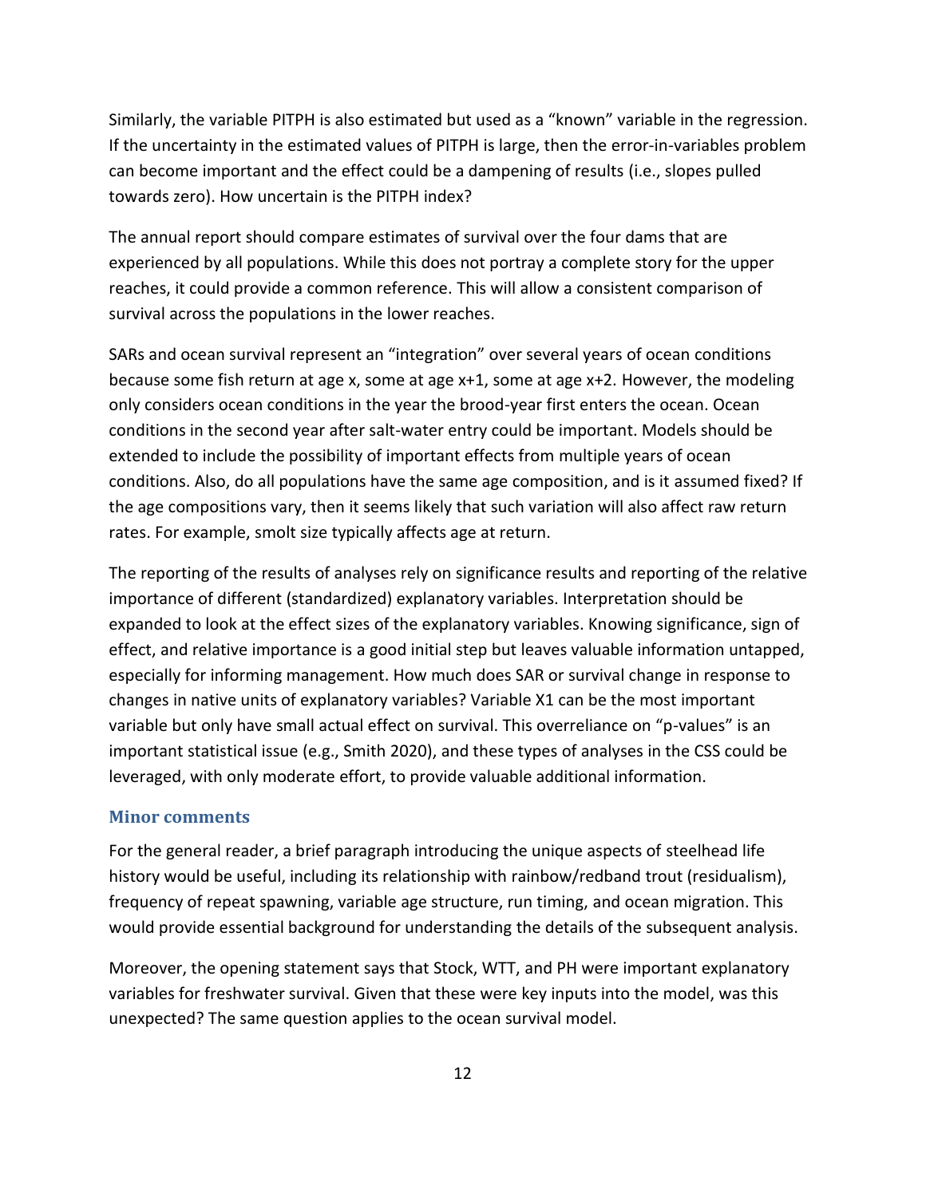Similarly, the variable PITPH is also estimated but used as a "known" variable in the regression. If the uncertainty in the estimated values of PITPH is large, then the error-in-variables problem can become important and the effect could be a dampening of results (i.e., slopes pulled towards zero). How uncertain is the PITPH index?

The annual report should compare estimates of survival over the four dams that are experienced by all populations. While this does not portray a complete story for the upper reaches, it could provide a common reference. This will allow a consistent comparison of survival across the populations in the lower reaches.

SARs and ocean survival represent an "integration" over several years of ocean conditions because some fish return at age x, some at age x+1, some at age x+2. However, the modeling only considers ocean conditions in the year the brood-year first enters the ocean. Ocean conditions in the second year after salt-water entry could be important. Models should be extended to include the possibility of important effects from multiple years of ocean conditions. Also, do all populations have the same age composition, and is it assumed fixed? If the age compositions vary, then it seems likely that such variation will also affect raw return rates. For example, smolt size typically affects age at return.

The reporting of the results of analyses rely on significance results and reporting of the relative importance of different (standardized) explanatory variables. Interpretation should be expanded to look at the effect sizes of the explanatory variables. Knowing significance, sign of effect, and relative importance is a good initial step but leaves valuable information untapped, especially for informing management. How much does SAR or survival change in response to changes in native units of explanatory variables? Variable X1 can be the most important variable but only have small actual effect on survival. This overreliance on "p-values" is an important statistical issue (e.g., Smith 2020), and these types of analyses in the CSS could be leveraged, with only moderate effort, to provide valuable additional information.

### Minor comments

For the general reader, a brief paragraph introducing the unique aspects of steelhead life history would be useful, including its relationship with rainbow/redband trout (residualism), frequency of repeat spawning, variable age structure, run timing, and ocean migration. This would provide essential background for understanding the details of the subsequent analysis.

Moreover, the opening statement says that Stock, WTT, and PH were important explanatory variables for freshwater survival. Given that these were key inputs into the model, was this unexpected? The same question applies to the ocean survival model.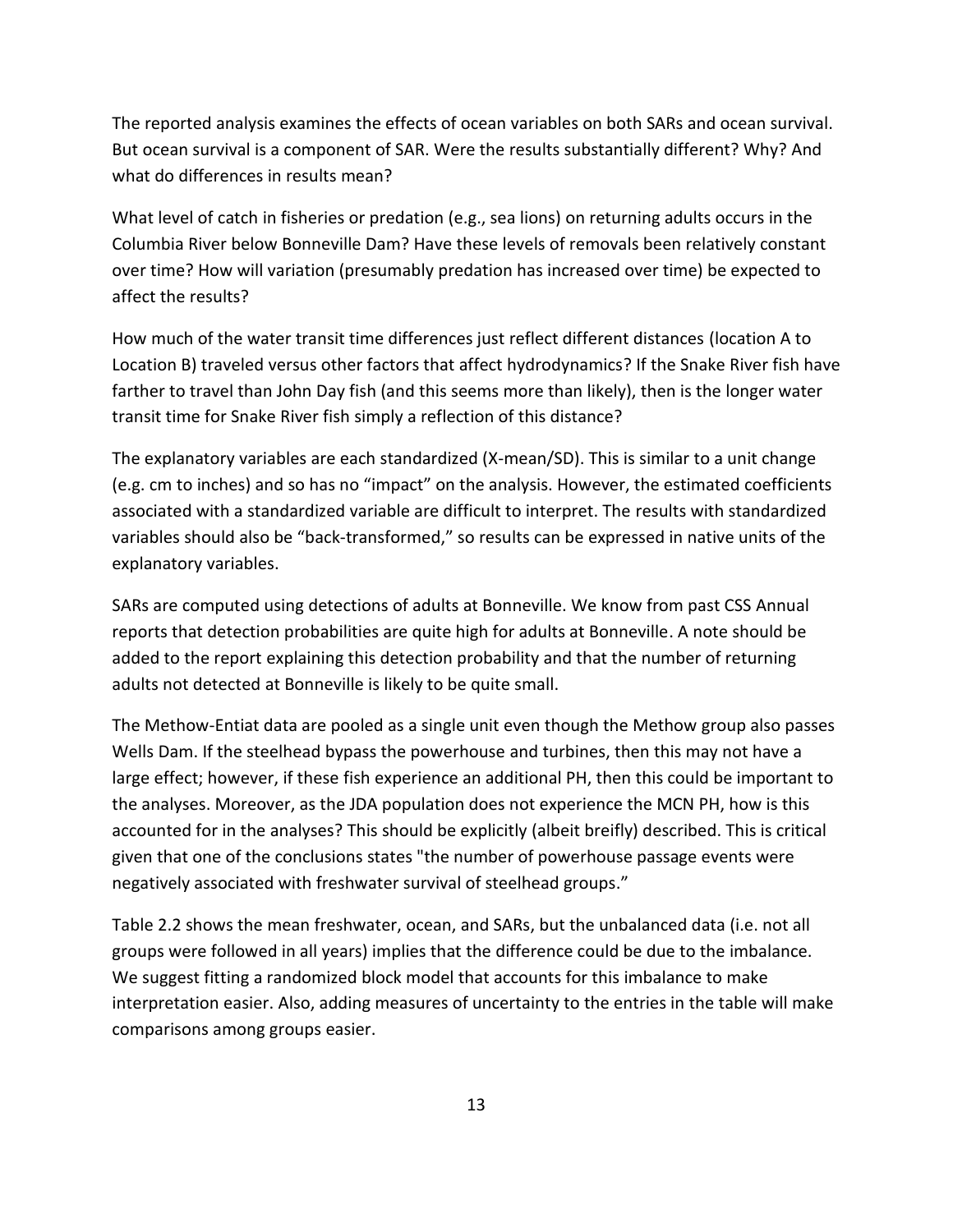The reported analysis examines the effects of ocean variables on both SARs and ocean survival. But ocean survival is a component of SAR. Were the results substantially different? Why? And what do differences in results mean?

What level of catch in fisheries or predation (e.g., sea lions) on returning adults occurs in the Columbia River below Bonneville Dam? Have these levels of removals been relatively constant over time? How will variation (presumably predation has increased over time) be expected to affect the results?

How much of the water transit time differences just reflect different distances (location A to Location B) traveled versus other factors that affect hydrodynamics? If the Snake River fish have farther to travel than John Day fish (and this seems more than likely), then is the longer water transit time for Snake River fish simply a reflection of this distance?

The explanatory variables are each standardized (X-mean/SD). This is similar to a unit change (e.g. cm to inches) and so has no "impact" on the analysis. However, the estimated coefficients associated with a standardized variable are difficult to interpret. The results with standardized variables should also be "back-transformed," so results can be expressed in native units of the explanatory variables.

SARs are computed using detections of adults at Bonneville. We know from past CSS Annual reports that detection probabilities are quite high for adults at Bonneville. A note should be added to the report explaining this detection probability and that the number of returning adults not detected at Bonneville is likely to be quite small.

The Methow-Entiat data are pooled as a single unit even though the Methow group also passes Wells Dam. If the steelhead bypass the powerhouse and turbines, then this may not have a large effect; however, if these fish experience an additional PH, then this could be important to the analyses. Moreover, as the JDA population does not experience the MCN PH, how is this accounted for in the analyses? This should be explicitly (albeit breifly) described. This is critical given that one of the conclusions states "the number of powerhouse passage events were negatively associated with freshwater survival of steelhead groups."

Table 2.2 shows the mean freshwater, ocean, and SARs, but the unbalanced data (i.e. not all groups were followed in all years) implies that the difference could be due to the imbalance. We suggest fitting a randomized block model that accounts for this imbalance to make interpretation easier. Also, adding measures of uncertainty to the entries in the table will make comparisons among groups easier.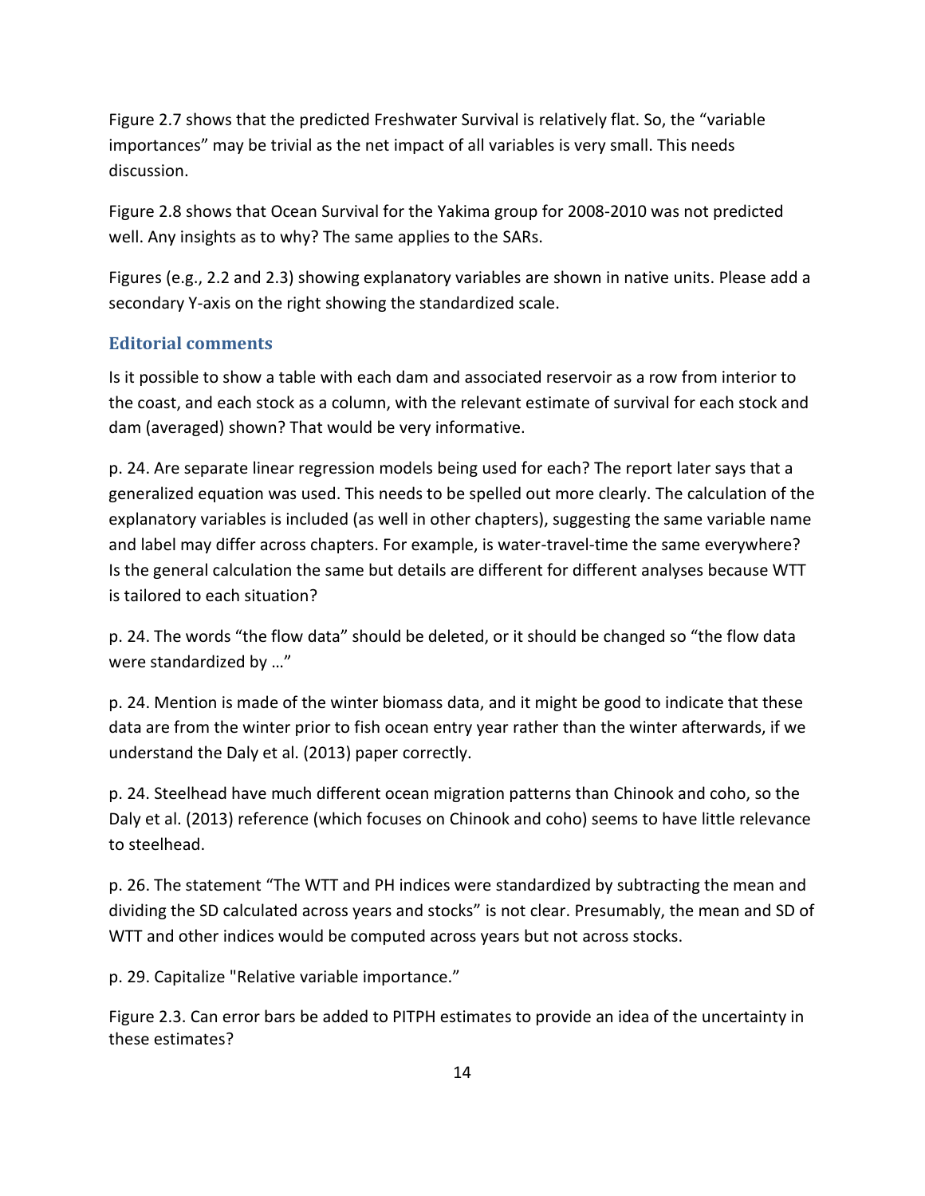Figure 2.7 shows that the predicted Freshwater Survival is relatively flat. So, the "variable importances" may be trivial as the net impact of all variables is very small. This needs discussion.

Figure 2.8 shows that Ocean Survival for the Yakima group for 2008-2010 was not predicted well. Any insights as to why? The same applies to the SARs.

Figures (e.g., 2.2 and 2.3) showing explanatory variables are shown in native units. Please add a secondary Y-axis on the right showing the standardized scale.

### Editorial comments

Is it possible to show a table with each dam and associated reservoir as a row from interior to the coast, and each stock as a column, with the relevant estimate of survival for each stock and dam (averaged) shown? That would be very informative.

p. 24. Are separate linear regression models being used for each? The report later says that a generalized equation was used. This needs to be spelled out more clearly. The calculation of the explanatory variables is included (as well in other chapters), suggesting the same variable name and label may differ across chapters. For example, is water-travel-time the same everywhere? Is the general calculation the same but details are different for different analyses because WTT is tailored to each situation?

p. 24. The words "the flow data" should be deleted, or it should be changed so "the flow data were standardized by …"

p. 24. Mention is made of the winter biomass data, and it might be good to indicate that these data are from the winter prior to fish ocean entry year rather than the winter afterwards, if we understand the Daly et al. (2013) paper correctly.

p. 24. Steelhead have much different ocean migration patterns than Chinook and coho, so the Daly et al. (2013) reference (which focuses on Chinook and coho) seems to have little relevance to steelhead.

p. 26. The statement "The WTT and PH indices were standardized by subtracting the mean and dividing the SD calculated across years and stocks" is not clear. Presumably, the mean and SD of WTT and other indices would be computed across years but not across stocks.

p. 29. Capitalize "Relative variable importance."

Figure 2.3. Can error bars be added to PITPH estimates to provide an idea of the uncertainty in these estimates?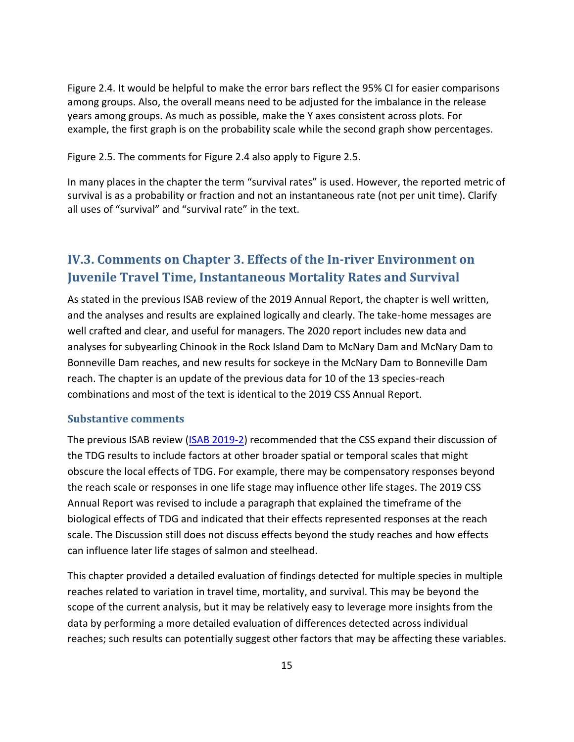Figure 2.4. It would be helpful to make the error bars reflect the 95% CI for easier comparisons among groups. Also, the overall means need to be adjusted for the imbalance in the release years among groups. As much as possible, make the Y axes consistent across plots. For example, the first graph is on the probability scale while the second graph show percentages.

Figure 2.5. The comments for Figure 2.4 also apply to Figure 2.5.

In many places in the chapter the term "survival rates" is used. However, the reported metric of survival is as a probability or fraction and not an instantaneous rate (not per unit time). Clarify all uses of "survival" and "survival rate" in the text.

## IV.3. Comments on Chapter 3. Effects of the In-river Environment on Juvenile Travel Time, Instantaneous Mortality Rates and Survival

As stated in the previous ISAB review of the 2019 Annual Report, the chapter is well written, and the analyses and results are explained logically and clearly. The take-home messages are well crafted and clear, and useful for managers. The 2020 report includes new data and analyses for subyearling Chinook in the Rock Island Dam to McNary Dam and McNary Dam to Bonneville Dam reaches, and new results for sockeye in the McNary Dam to Bonneville Dam reach. The chapter is an update of the previous data for 10 of the 13 species-reach combinations and most of the text is identical to the 2019 CSS Annual Report.

### Substantive comments

The previous ISAB review (ISAB 2019-2) recommended that the CSS expand their discussion of the TDG results to include factors at other broader spatial or temporal scales that might obscure the local effects of TDG. For example, there may be compensatory responses beyond the reach scale or responses in one life stage may influence other life stages. The 2019 CSS Annual Report was revised to include a paragraph that explained the timeframe of the biological effects of TDG and indicated that their effects represented responses at the reach scale. The Discussion still does not discuss effects beyond the study reaches and how effects can influence later life stages of salmon and steelhead.

This chapter provided a detailed evaluation of findings detected for multiple species in multiple reaches related to variation in travel time, mortality, and survival. This may be beyond the scope of the current analysis, but it may be relatively easy to leverage more insights from the data by performing a more detailed evaluation of differences detected across individual reaches; such results can potentially suggest other factors that may be affecting these variables.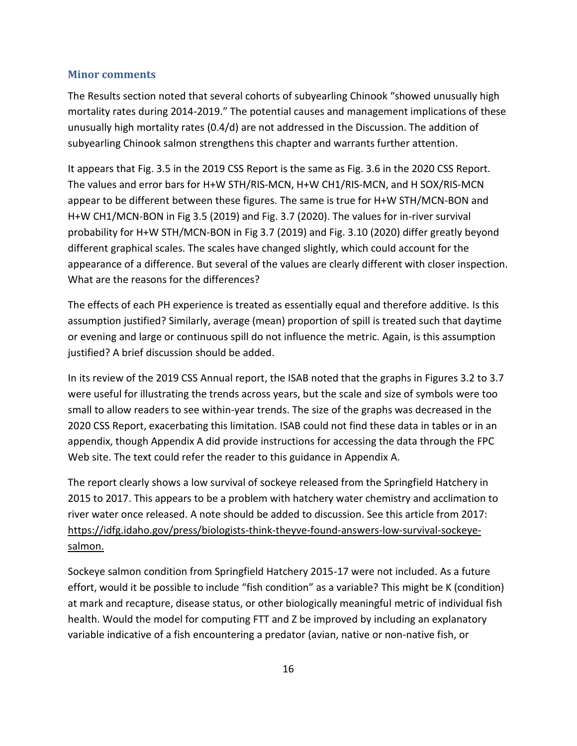### Minor comments

The Results section noted that several cohorts of subyearling Chinook "showed unusually high mortality rates during 2014-2019." The potential causes and management implications of these unusually high mortality rates (0.4/d) are not addressed in the Discussion. The addition of subyearling Chinook salmon strengthens this chapter and warrants further attention.

It appears that Fig. 3.5 in the 2019 CSS Report is the same as Fig. 3.6 in the 2020 CSS Report. The values and error bars for H+W STH/RIS-MCN, H+W CH1/RIS-MCN, and H SOX/RIS-MCN appear to be different between these figures. The same is true for H+W STH/MCN-BON and H+W CH1/MCN-BON in Fig 3.5 (2019) and Fig. 3.7 (2020). The values for in-river survival probability for H+W STH/MCN-BON in Fig 3.7 (2019) and Fig. 3.10 (2020) differ greatly beyond different graphical scales. The scales have changed slightly, which could account for the appearance of a difference. But several of the values are clearly different with closer inspection. What are the reasons for the differences?

The effects of each PH experience is treated as essentially equal and therefore additive. Is this assumption justified? Similarly, average (mean) proportion of spill is treated such that daytime or evening and large or continuous spill do not influence the metric. Again, is this assumption justified? A brief discussion should be added.

In its review of the 2019 CSS Annual report, the ISAB noted that the graphs in Figures 3.2 to 3.7 were useful for illustrating the trends across years, but the scale and size of symbols were too small to allow readers to see within-year trends. The size of the graphs was decreased in the 2020 CSS Report, exacerbating this limitation. ISAB could not find these data in tables or in an appendix, though Appendix A did provide instructions for accessing the data through the FPC Web site. The text could refer the reader to this guidance in Appendix A.

The report clearly shows a low survival of sockeye released from the Springfield Hatchery in 2015 to 2017. This appears to be a problem with hatchery water chemistry and acclimation to river water once released. A note should be added to discussion. See this article from 2017: https://idfg.idaho.gov/press/biologists-think-theyve-found-answers-low-survival-sockeye-salmon.

Sockeye salmon condition from Springfield Hatchery 2015-17 were not included. As a future effort, would it be possible to include "fish condition" as a variable? This might be K (condition) at mark and recapture, disease status, or other biologically meaningful metric of individual fish health. Would the model for computing FTT and Z be improved by including an explanatory variable indicative of a fish encountering a predator (avian, native or non-native fish, or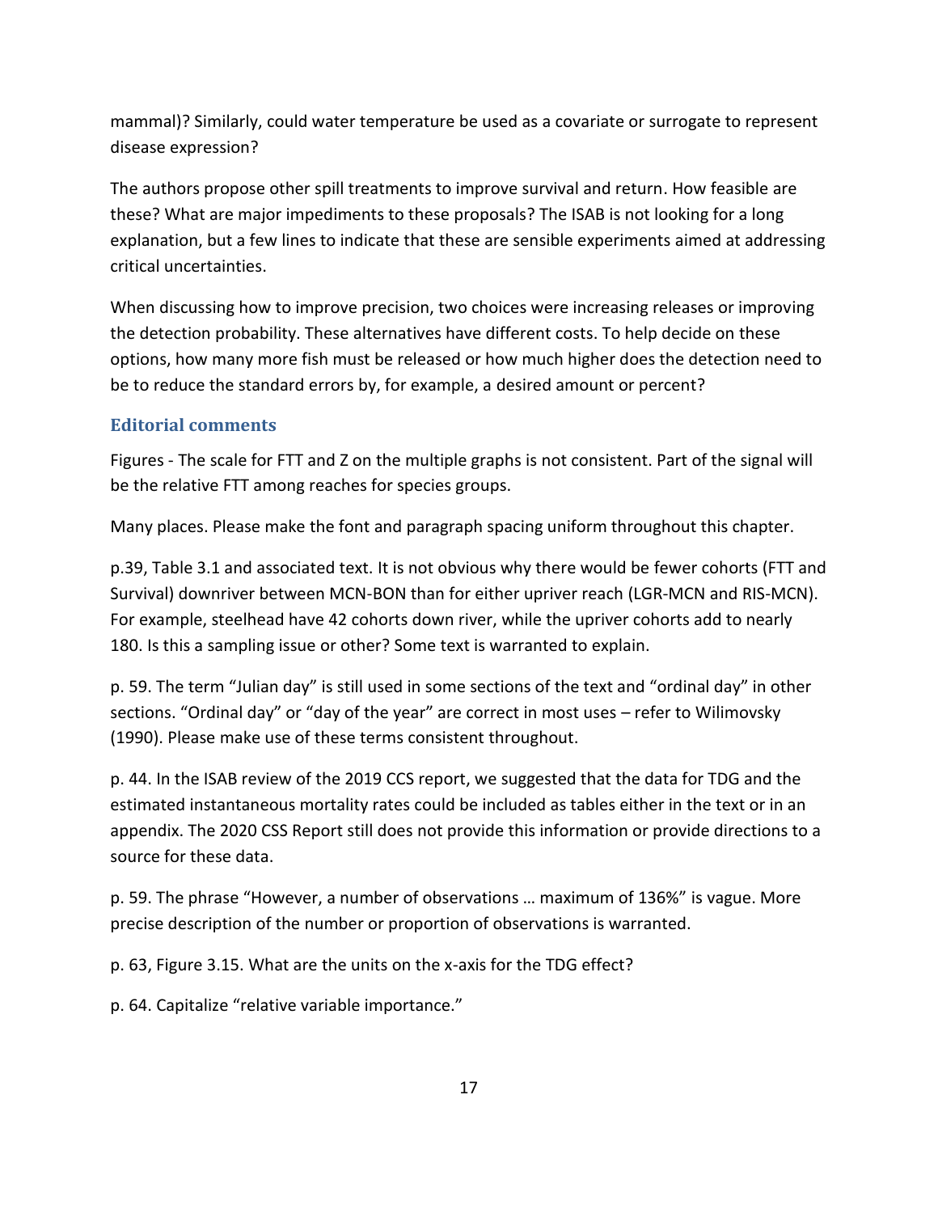mammal)? Similarly, could water temperature be used as a covariate or surrogate to represent disease expression?

The authors propose other spill treatments to improve survival and return. How feasible are these? What are major impediments to these proposals? The ISAB is not looking for a long explanation, but a few lines to indicate that these are sensible experiments aimed at addressing critical uncertainties.

When discussing how to improve precision, two choices were increasing releases or improving the detection probability. These alternatives have different costs. To help decide on these options, how many more fish must be released or how much higher does the detection need to be to reduce the standard errors by, for example, a desired amount or percent?

### Editorial comments

Figures - The scale for FTT and Z on the multiple graphs is not consistent. Part of the signal will be the relative FTT among reaches for species groups.

Many places. Please make the font and paragraph spacing uniform throughout this chapter.

p.39, Table 3.1 and associated text. It is not obvious why there would be fewer cohorts (FTT and Survival) downriver between MCN-BON than for either upriver reach (LGR-MCN and RIS-MCN). For example, steelhead have 42 cohorts down river, while the upriver cohorts add to nearly 180. Is this a sampling issue or other? Some text is warranted to explain.

p. 59. The term "Julian day" is still used in some sections of the text and "ordinal day" in other sections. "Ordinal day" or "day of the year" are correct in most uses – refer to Wilimovsky (1990). Please make use of these terms consistent throughout.

p. 44. In the ISAB review of the 2019 CCS report, we suggested that the data for TDG and the estimated instantaneous mortality rates could be included as tables either in the text or in an appendix. The 2020 CSS Report still does not provide this information or provide directions to a source for these data.

p. 59. The phrase "However, a number of observations … maximum of 136%" is vague. More precise description of the number or proportion of observations is warranted.

p. 63, Figure 3.15. What are the units on the x-axis for the TDG effect?

p. 64. Capitalize "relative variable importance."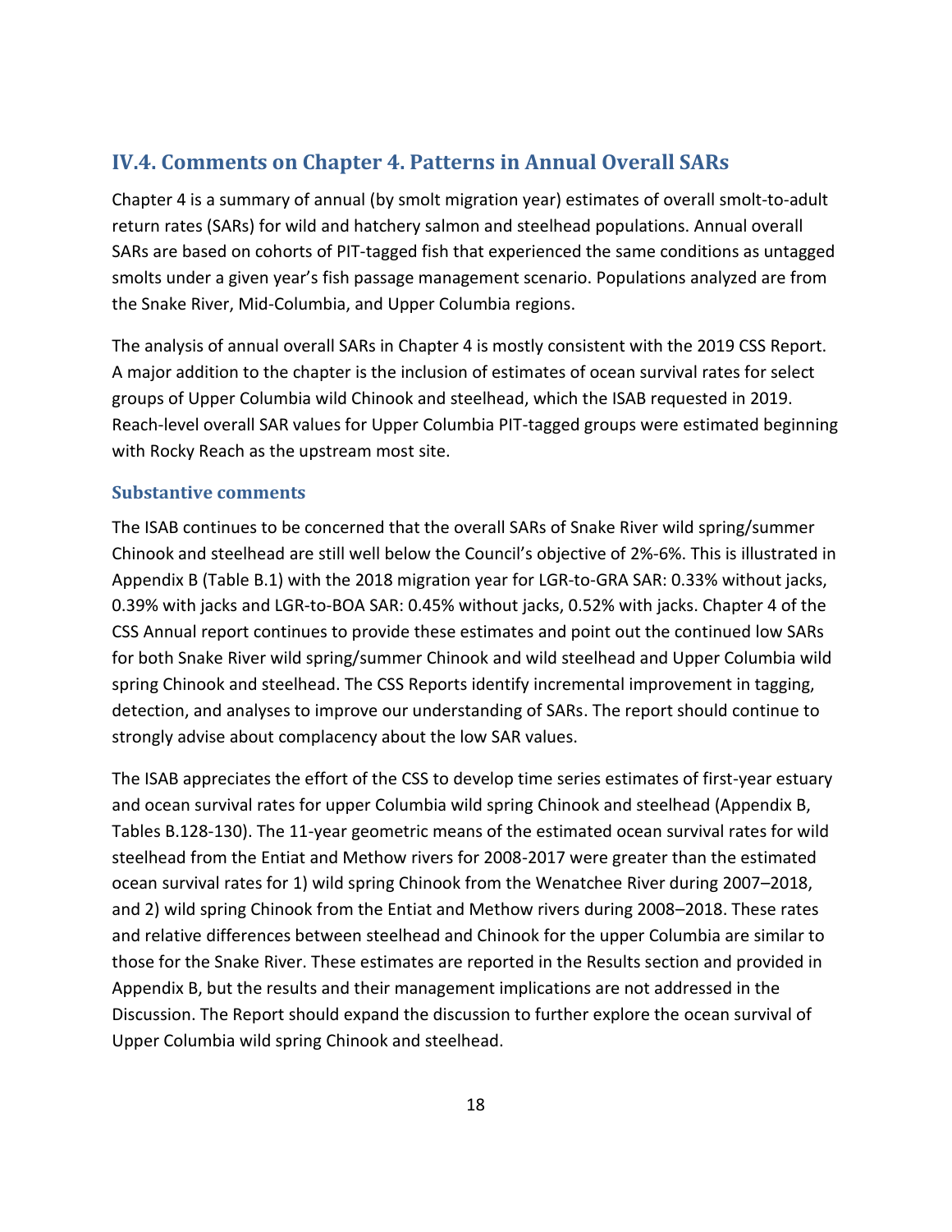## IV.4. Comments on Chapter 4. Patterns in Annual Overall SARs

Chapter 4 is a summary of annual (by smolt migration year) estimates of overall smolt-to-adult return rates (SARs) for wild and hatchery salmon and steelhead populations. Annual overall SARs are based on cohorts of PIT-tagged fish that experienced the same conditions as untagged smolts under a given year's fish passage management scenario. Populations analyzed are from the Snake River, Mid-Columbia, and Upper Columbia regions.

The analysis of annual overall SARs in Chapter 4 is mostly consistent with the 2019 CSS Report. A major addition to the chapter is the inclusion of estimates of ocean survival rates for select groups of Upper Columbia wild Chinook and steelhead, which the ISAB requested in 2019. Reach-level overall SAR values for Upper Columbia PIT-tagged groups were estimated beginning with Rocky Reach as the upstream most site.

### Substantive comments

The ISAB continues to be concerned that the overall SARs of Snake River wild spring/summer Chinook and steelhead are still well below the Council's objective of 2%-6%. This is illustrated in Appendix B (Table B.1) with the 2018 migration year for LGR-to-GRA SAR: 0.33% without jacks, 0.39% with jacks and LGR-to-BOA SAR: 0.45% without jacks, 0.52% with jacks. Chapter 4 of the CSS Annual report continues to provide these estimates and point out the continued low SARs for both Snake River wild spring/summer Chinook and wild steelhead and Upper Columbia wild spring Chinook and steelhead. The CSS Reports identify incremental improvement in tagging, detection, and analyses to improve our understanding of SARs. The report should continue to strongly advise about complacency about the low SAR values.

The ISAB appreciates the effort of the CSS to develop time series estimates of first-year estuary and ocean survival rates for upper Columbia wild spring Chinook and steelhead (Appendix B, Tables B.128-130). The 11-year geometric means of the estimated ocean survival rates for wild steelhead from the Entiat and Methow rivers for 2008-2017 were greater than the estimated ocean survival rates for 1) wild spring Chinook from the Wenatchee River during 2007–2018, and 2) wild spring Chinook from the Entiat and Methow rivers during 2008–2018. These rates and relative differences between steelhead and Chinook for the upper Columbia are similar to those for the Snake River. These estimates are reported in the Results section and provided in Appendix B, but the results and their management implications are not addressed in the Discussion. The Report should expand the discussion to further explore the ocean survival of Upper Columbia wild spring Chinook and steelhead.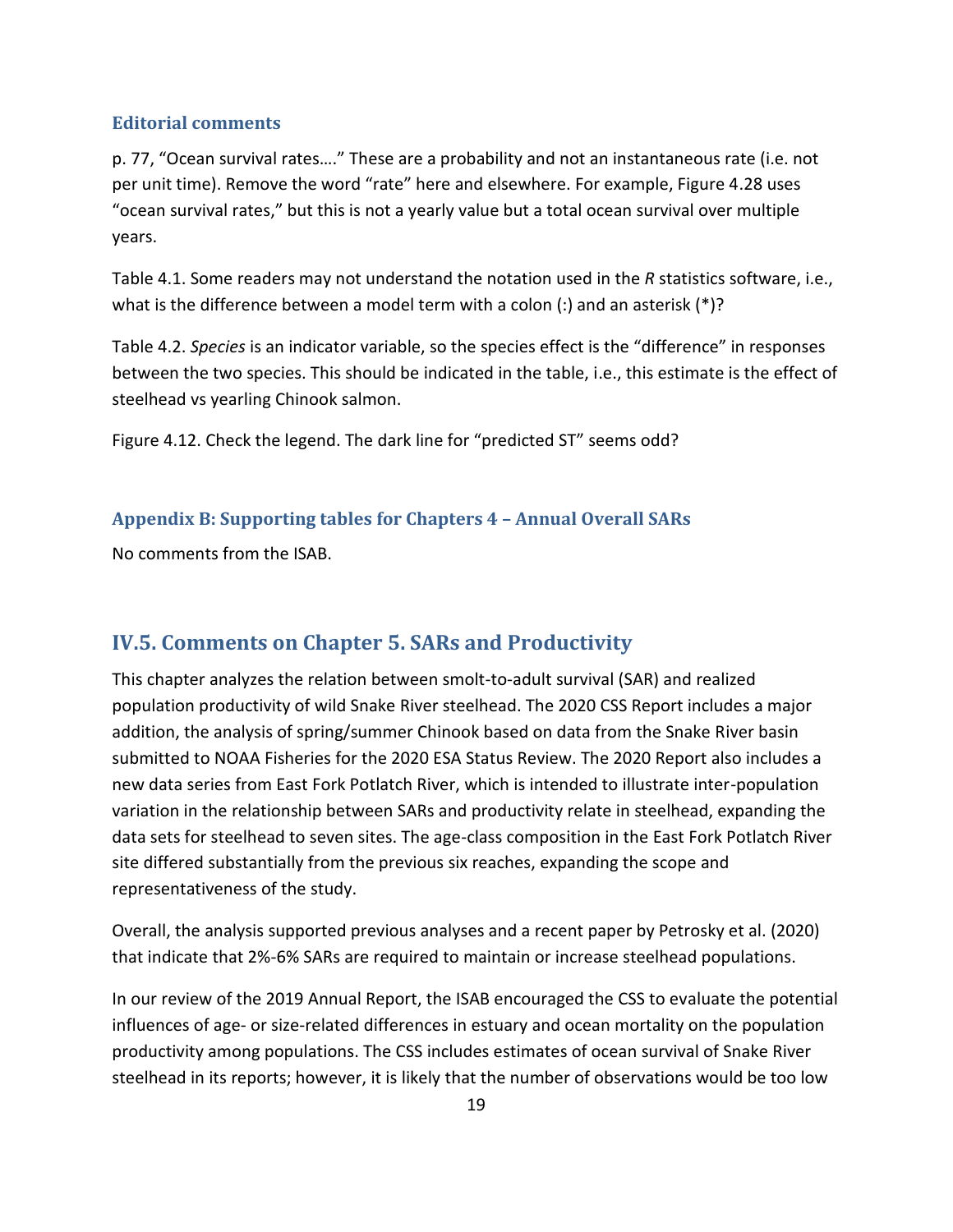### Editorial comments

p. 77, "Ocean survival rates…." These are a probability and not an instantaneous rate (i.e. not per unit time). Remove the word "rate" here and elsewhere. For example, Figure 4.28 uses "ocean survival rates," but this is not a yearly value but a total ocean survival over multiple years.

Table 4.1. Some readers may not understand the notation used in the *R* statistics software, i.e., what is the difference between a model term with a colon (:) and an asterisk (*)?

Table 4.2. *Species* is an indicator variable, so the species effect is the "difference" in responses between the two species. This should be indicated in the table, i.e., this estimate is the effect of steelhead vs yearling Chinook salmon.

Figure 4.12. Check the legend. The dark line for "predicted ST" seems odd?

### Appendix B: Supporting tables for Chapters 4 – Annual Overall SARs

No comments from the ISAB.

## IV.5. Comments on Chapter 5. SARs and Productivity

This chapter analyzes the relation between smolt-to-adult survival (SAR) and realized population productivity of wild Snake River steelhead. The 2020 CSS Report includes a major addition, the analysis of spring/summer Chinook based on data from the Snake River basin submitted to NOAA Fisheries for the 2020 ESA Status Review. The 2020 Report also includes a new data series from East Fork Potlatch River, which is intended to illustrate inter-population variation in the relationship between SARs and productivity relate in steelhead, expanding the data sets for steelhead to seven sites. The age-class composition in the East Fork Potlatch River site differed substantially from the previous six reaches, expanding the scope and representativeness of the study.

Overall, the analysis supported previous analyses and a recent paper by Petrosky et al. (2020) that indicate that 2%-6% SARs are required to maintain or increase steelhead populations.

In our review of the 2019 Annual Report, the ISAB encouraged the CSS to evaluate the potential influences of age- or size-related differences in estuary and ocean mortality on the population productivity among populations. The CSS includes estimates of ocean survival of Snake River steelhead in its reports; however, it is likely that the number of observations would be too low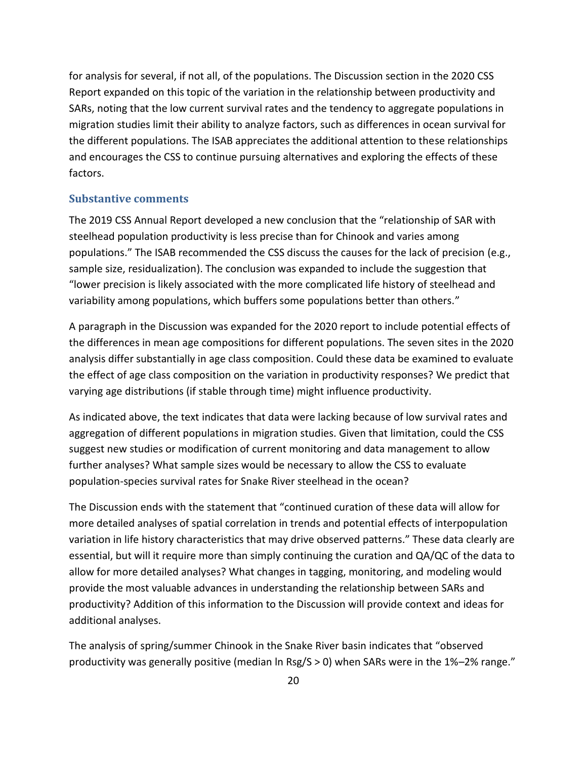for analysis for several, if not all, of the populations. The Discussion section in the 2020 CSS Report expanded on this topic of the variation in the relationship between productivity and SARs, noting that the low current survival rates and the tendency to aggregate populations in migration studies limit their ability to analyze factors, such as differences in ocean survival for the different populations. The ISAB appreciates the additional attention to these relationships and encourages the CSS to continue pursuing alternatives and exploring the effects of these factors.

### Substantive comments

The 2019 CSS Annual Report developed a new conclusion that the "relationship of SAR with steelhead population productivity is less precise than for Chinook and varies among populations." The ISAB recommended the CSS discuss the causes for the lack of precision (e.g., sample size, residualization). The conclusion was expanded to include the suggestion that "lower precision is likely associated with the more complicated life history of steelhead and variability among populations, which buffers some populations better than others."

A paragraph in the Discussion was expanded for the 2020 report to include potential effects of the differences in mean age compositions for different populations. The seven sites in the 2020 analysis differ substantially in age class composition. Could these data be examined to evaluate the effect of age class composition on the variation in productivity responses? We predict that varying age distributions (if stable through time) might influence productivity.

As indicated above, the text indicates that data were lacking because of low survival rates and aggregation of different populations in migration studies. Given that limitation, could the CSS suggest new studies or modification of current monitoring and data management to allow further analyses? What sample sizes would be necessary to allow the CSS to evaluate population-species survival rates for Snake River steelhead in the ocean?

The Discussion ends with the statement that "continued curation of these data will allow for more detailed analyses of spatial correlation in trends and potential effects of interpopulation variation in life history characteristics that may drive observed patterns." These data clearly are essential, but will it require more than simply continuing the curation and QA/QC of the data to allow for more detailed analyses? What changes in tagging, monitoring, and modeling would provide the most valuable advances in understanding the relationship between SARs and productivity? Addition of this information to the Discussion will provide context and ideas for additional analyses.

The analysis of spring/summer Chinook in the Snake River basin indicates that "observed productivity was generally positive (median ln Rsg/S > 0) when SARs were in the 1%–2% range."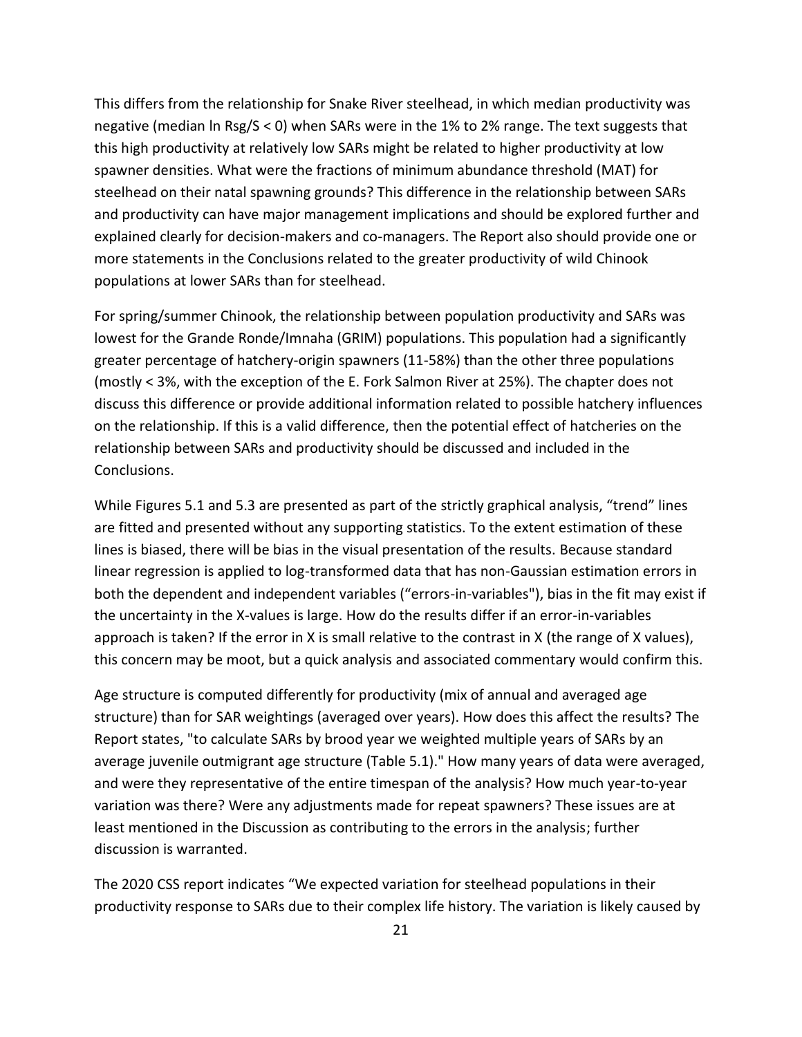This differs from the relationship for Snake River steelhead, in which median productivity was negative (median ln Rsg/S < 0) when SARs were in the 1% to 2% range. The text suggests that this high productivity at relatively low SARs might be related to higher productivity at low spawner densities. What were the fractions of minimum abundance threshold (MAT) for steelhead on their natal spawning grounds? This difference in the relationship between SARs and productivity can have major management implications and should be explored further and explained clearly for decision-makers and co-managers. The Report also should provide one or more statements in the Conclusions related to the greater productivity of wild Chinook populations at lower SARs than for steelhead.

For spring/summer Chinook, the relationship between population productivity and SARs was lowest for the Grande Ronde/Imnaha (GRIM) populations. This population had a significantly greater percentage of hatchery-origin spawners (11-58%) than the other three populations (mostly < 3%, with the exception of the E. Fork Salmon River at 25%). The chapter does not discuss this difference or provide additional information related to possible hatchery influences on the relationship. If this is a valid difference, then the potential effect of hatcheries on the relationship between SARs and productivity should be discussed and included in the Conclusions.

While Figures 5.1 and 5.3 are presented as part of the strictly graphical analysis, "trend" lines are fitted and presented without any supporting statistics. To the extent estimation of these lines is biased, there will be bias in the visual presentation of the results. Because standard linear regression is applied to log-transformed data that has non-Gaussian estimation errors in both the dependent and independent variables ("errors-in-variables"), bias in the fit may exist if the uncertainty in the X-values is large. How do the results differ if an error-in-variables approach is taken? If the error in X is small relative to the contrast in X (the range of X values), this concern may be moot, but a quick analysis and associated commentary would confirm this.

Age structure is computed differently for productivity (mix of annual and averaged age structure) than for SAR weightings (averaged over years). How does this affect the results? The Report states, "to calculate SARs by brood year we weighted multiple years of SARs by an average juvenile outmigrant age structure (Table 5.1)." How many years of data were averaged, and were they representative of the entire timespan of the analysis? How much year-to-year variation was there? Were any adjustments made for repeat spawners? These issues are at least mentioned in the Discussion as contributing to the errors in the analysis; further discussion is warranted.

The 2020 CSS report indicates "We expected variation for steelhead populations in their productivity response to SARs due to their complex life history. The variation is likely caused by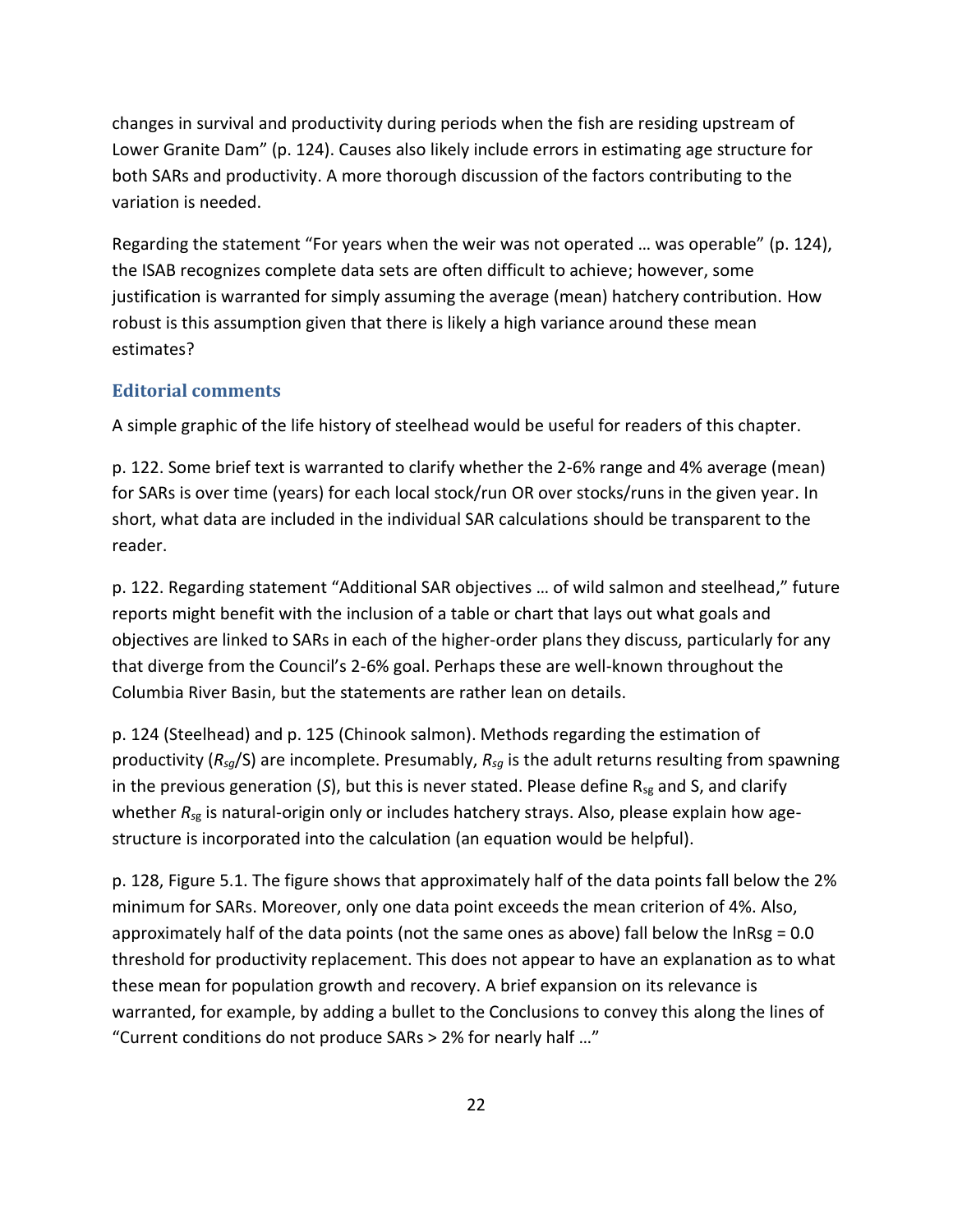changes in survival and productivity during periods when the fish are residing upstream of Lower Granite Dam" (p. 124). Causes also likely include errors in estimating age structure for both SARs and productivity. A more thorough discussion of the factors contributing to the variation is needed.

Regarding the statement "For years when the weir was not operated … was operable" (p. 124), the ISAB recognizes complete data sets are often difficult to achieve; however, some justification is warranted for simply assuming the average (mean) hatchery contribution. How robust is this assumption given that there is likely a high variance around these mean estimates?

### Editorial comments

A simple graphic of the life history of steelhead would be useful for readers of this chapter.

p. 122. Some brief text is warranted to clarify whether the 2-6% range and 4% average (mean) for SARs is over time (years) for each local stock/run OR over stocks/runs in the given year. In short, what data are included in the individual SAR calculations should be transparent to the reader.

p. 122. Regarding statement "Additional SAR objectives … of wild salmon and steelhead," future reports might benefit with the inclusion of a table or chart that lays out what goals and objectives are linked to SARs in each of the higher-order plans they discuss, particularly for any that diverge from the Council's 2-6% goal. Perhaps these are well-known throughout the Columbia River Basin, but the statements are rather lean on details.

p. 124 (Steelhead) and p. 125 (Chinook salmon). Methods regarding the estimation of productivity ($R_{sg}/S$) are incomplete. Presumably, $R_{sg}$ is the adult returns resulting from spawning in the previous generation ($S$), but this is never stated. Please define $R_{sg}$ and S, and clarify whether $R_{sg}$ is natural-origin only or includes hatchery strays. Also, please explain how age-structure is incorporated into the calculation (an equation would be helpful).

p. 128, Figure 5.1. The figure shows that approximately half of the data points fall below the 2% minimum for SARs. Moreover, only one data point exceeds the mean criterion of 4%. Also, approximately half of the data points (not the same ones as above) fall below the $\ln R_{sg} = 0.0$ threshold for productivity replacement. This does not appear to have an explanation as to what these mean for population growth and recovery. A brief expansion on its relevance is warranted, for example, by adding a bullet to the Conclusions to convey this along the lines of "Current conditions do not produce SARs > 2% for nearly half …"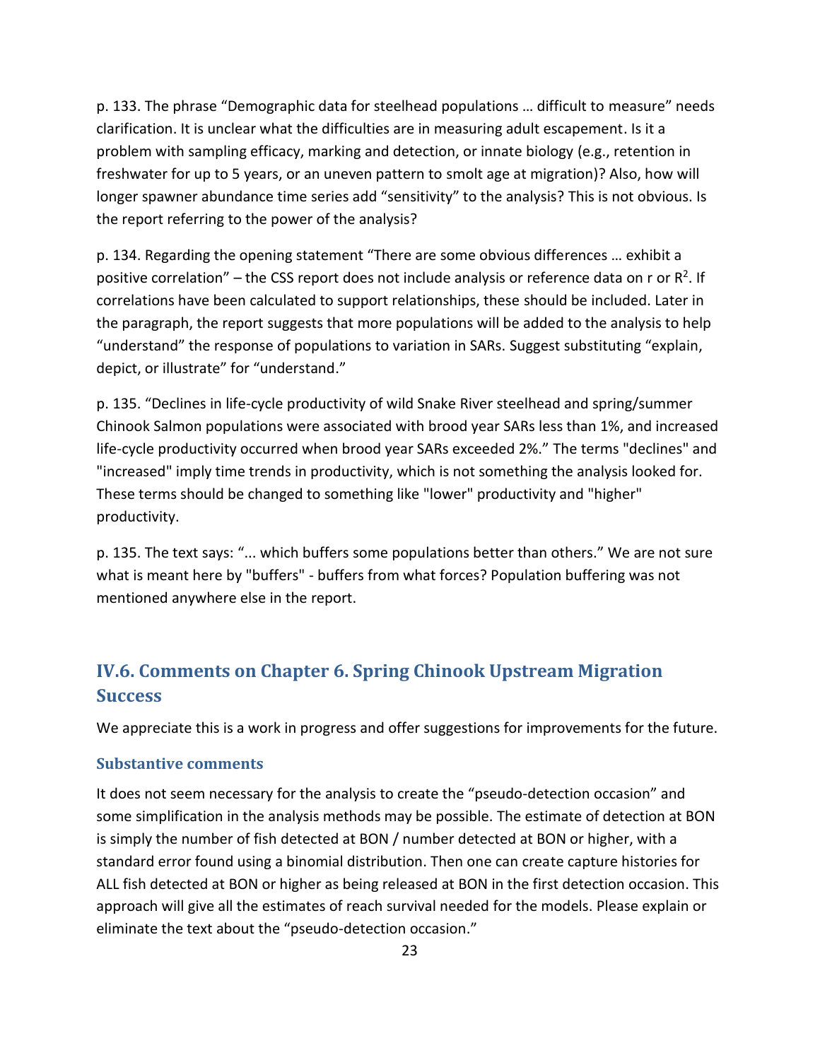p. 133. The phrase “Demographic data for steelhead populations … difficult to measure” needs clarification. It is unclear what the difficulties are in measuring adult escapement. Is it a problem with sampling efficacy, marking and detection, or innate biology (e.g., retention in freshwater for up to 5 years, or an uneven pattern to smolt age at migration)? Also, how will longer spawner abundance time series add “sensitivity” to the analysis? This is not obvious. Is the report referring to the power of the analysis?

p. 134. Regarding the opening statement “There are some obvious differences … exhibit a positive correlation” – the CSS report does not include analysis or reference data on r or $R^2$. If correlations have been calculated to support relationships, these should be included. Later in the paragraph, the report suggests that more populations will be added to the analysis to help “understand” the response of populations to variation in SARs. Suggest substituting “explain, depict, or illustrate” for “understand.”

p. 135. “Declines in life-cycle productivity of wild Snake River steelhead and spring/summer Chinook Salmon populations were associated with brood year SARs less than 1%, and increased life-cycle productivity occurred when brood year SARs exceeded 2%.” The terms "declines" and "increased" imply time trends in productivity, which is not something the analysis looked for. These terms should be changed to something like "lower" productivity and "higher" productivity.

p. 135. The text says: “... which buffers some populations better than others.” We are not sure what is meant here by "buffers" - buffers from what forces? Population buffering was not mentioned anywhere else in the report.

## IV.6. Comments on Chapter 6. Spring Chinook Upstream Migration Success

We appreciate this is a work in progress and offer suggestions for improvements for the future.

### Substantive comments

It does not seem necessary for the analysis to create the “pseudo-detection occasion” and some simplification in the analysis methods may be possible. The estimate of detection at BON is simply the number of fish detected at BON / number detected at BON or higher, with a standard error found using a binomial distribution. Then one can create capture histories for ALL fish detected at BON or higher as being released at BON in the first detection occasion. This approach will give all the estimates of reach survival needed for the models. Please explain or eliminate the text about the “pseudo-detection occasion.”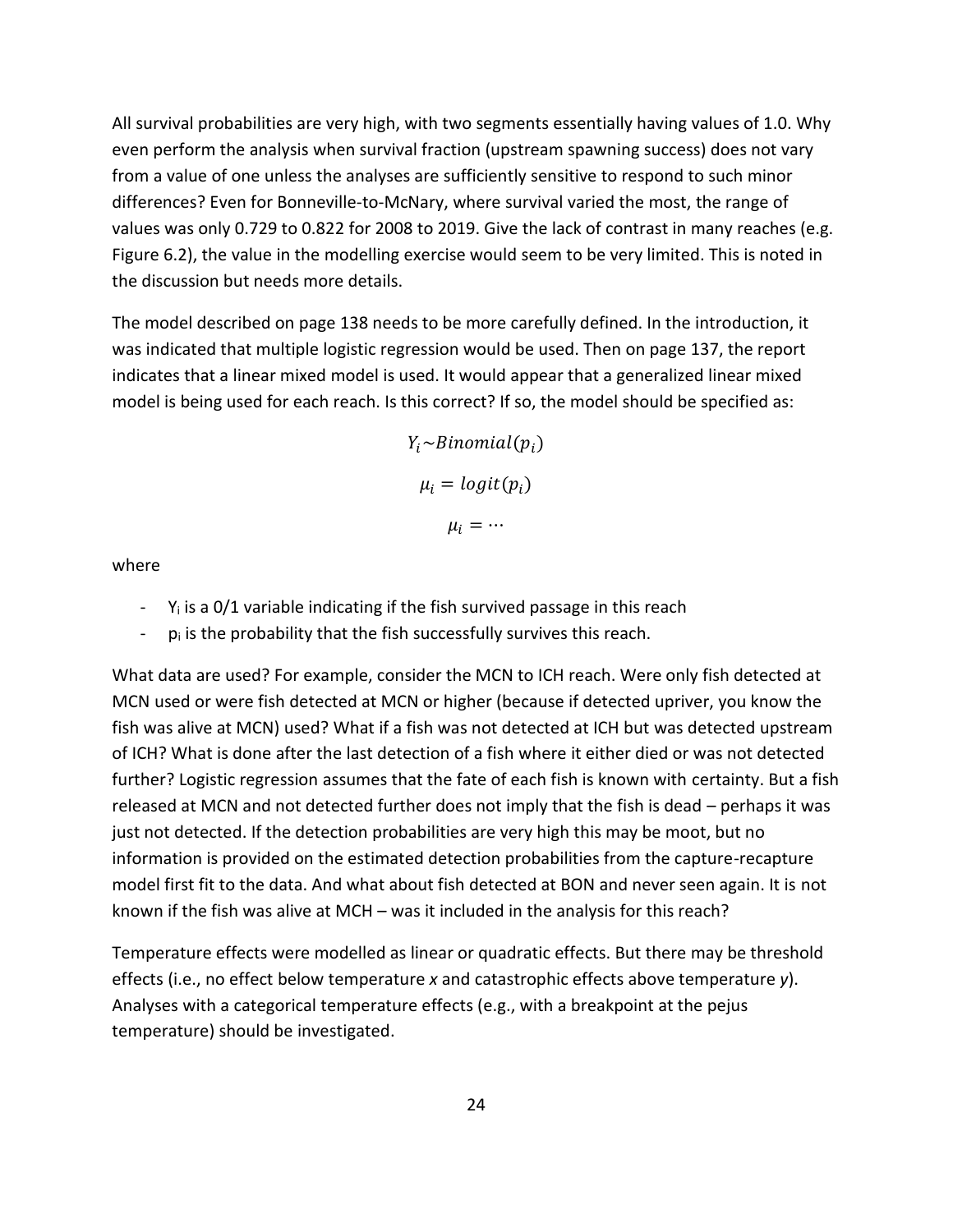All survival probabilities are very high, with two segments essentially having values of 1.0. Why even perform the analysis when survival fraction (upstream spawning success) does not vary from a value of one unless the analyses are sufficiently sensitive to respond to such minor differences? Even for Bonneville-to-McNary, where survival varied the most, the range of values was only 0.729 to 0.822 for 2008 to 2019. Give the lack of contrast in many reaches (e.g. Figure 6.2), the value in the modelling exercise would seem to be very limited. This is noted in the discussion but needs more details.

The model described on page 138 needs to be more carefully defined. In the introduction, it was indicated that multiple logistic regression would be used. Then on page 137, the report indicates that a linear mixed model is used. It would appear that a generalized linear mixed model is being used for each reach. Is this correct? If so, the model should be specified as:

$$Y_i \sim Binomial(p_i)$$

$$\mu_i = logit(p_i)$$

$$\mu_i = \cdots$$

where

- $Y_i$ is a 0/1 variable indicating if the fish survived passage in this reach
- $p_i$ is the probability that the fish successfully survives this reach.

What data are used? For example, consider the MCN to ICH reach. Were only fish detected at MCN used or were fish detected at MCN or higher (because if detected upriver, you know the fish was alive at MCN) used? What if a fish was not detected at ICH but was detected upstream of ICH? What is done after the last detection of a fish where it either died or was not detected further? Logistic regression assumes that the fate of each fish is known with certainty. But a fish released at MCN and not detected further does not imply that the fish is dead – perhaps it was just not detected. If the detection probabilities are very high this may be moot, but no information is provided on the estimated detection probabilities from the capture-recapture model first fit to the data. And what about fish detected at BON and never seen again. It is not known if the fish was alive at MCH – was it included in the analysis for this reach?

Temperature effects were modelled as linear or quadratic effects. But there may be threshold effects (i.e., no effect below temperature *x* and catastrophic effects above temperature *y*). Analyses with a categorical temperature effects (e.g., with a breakpoint at the pejus temperature) should be investigated.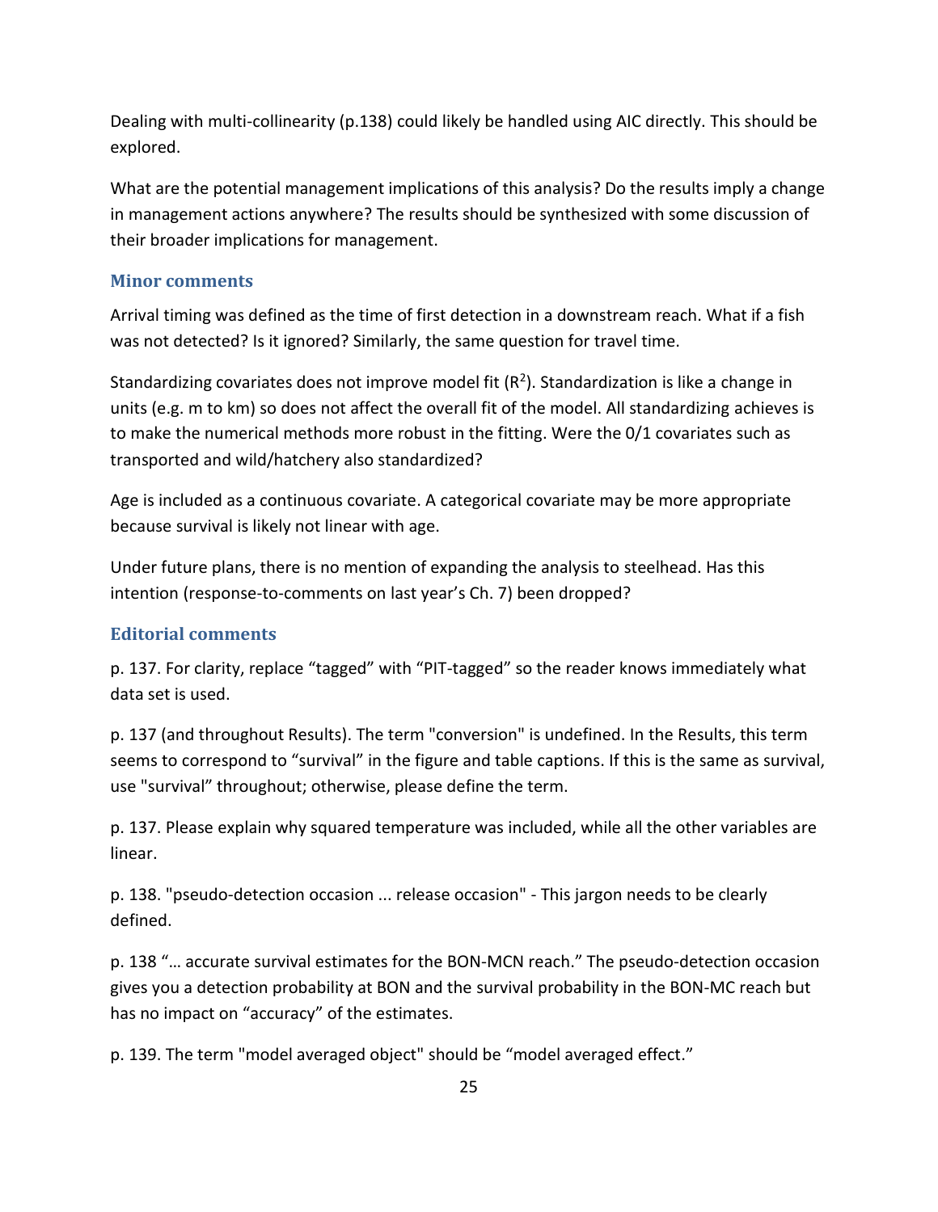Dealing with multi-collinearity (p.138) could likely be handled using AIC directly. This should be explored.

What are the potential management implications of this analysis? Do the results imply a change in management actions anywhere? The results should be synthesized with some discussion of their broader implications for management.

### Minor comments

Arrival timing was defined as the time of first detection in a downstream reach. What if a fish was not detected? Is it ignored? Similarly, the same question for travel time.

Standardizing covariates does not improve model fit ($R^2$). Standardization is like a change in units (e.g. m to km) so does not affect the overall fit of the model. All standardizing achieves is to make the numerical methods more robust in the fitting. Were the 0/1 covariates such as transported and wild/hatchery also standardized?

Age is included as a continuous covariate. A categorical covariate may be more appropriate because survival is likely not linear with age.

Under future plans, there is no mention of expanding the analysis to steelhead. Has this intention (response-to-comments on last year's Ch. 7) been dropped?

### Editorial comments

p. 137. For clarity, replace "tagged" with "PIT-tagged" so the reader knows immediately what data set is used.

p. 137 (and throughout Results). The term "conversion" is undefined. In the Results, this term seems to correspond to "survival" in the figure and table captions. If this is the same as survival, use "survival" throughout; otherwise, please define the term.

p. 137. Please explain why squared temperature was included, while all the other variables are linear.

p. 138. "pseudo-detection occasion ... release occasion" - This jargon needs to be clearly defined.

p. 138 "… accurate survival estimates for the BON-MCN reach." The pseudo-detection occasion gives you a detection probability at BON and the survival probability in the BON-MC reach but has no impact on "accuracy" of the estimates.

p. 139. The term "model averaged object" should be "model averaged effect."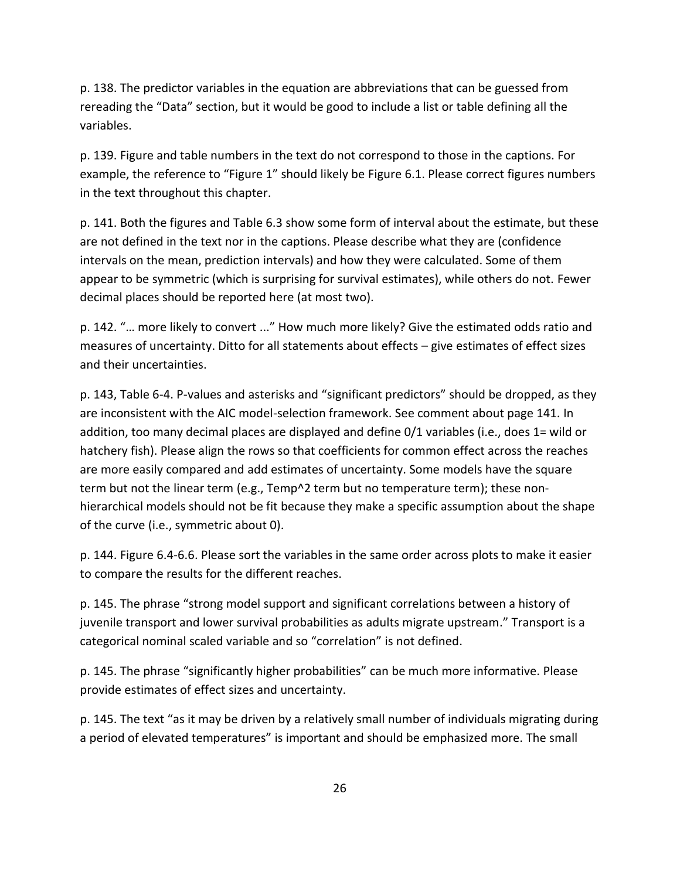p. 138. The predictor variables in the equation are abbreviations that can be guessed from rereading the "Data" section, but it would be good to include a list or table defining all the variables.

p. 139. Figure and table numbers in the text do not correspond to those in the captions. For example, the reference to "Figure 1" should likely be Figure 6.1. Please correct figures numbers in the text throughout this chapter.

p. 141. Both the figures and Table 6.3 show some form of interval about the estimate, but these are not defined in the text nor in the captions. Please describe what they are (confidence intervals on the mean, prediction intervals) and how they were calculated. Some of them appear to be symmetric (which is surprising for survival estimates), while others do not. Fewer decimal places should be reported here (at most two).

p. 142. "… more likely to convert ..." How much more likely? Give the estimated odds ratio and measures of uncertainty. Ditto for all statements about effects – give estimates of effect sizes and their uncertainties.

p. 143, Table 6-4. P-values and asterisks and "significant predictors" should be dropped, as they are inconsistent with the AIC model-selection framework. See comment about page 141. In addition, too many decimal places are displayed and define 0/1 variables (i.e., does 1= wild or hatchery fish). Please align the rows so that coefficients for common effect across the reaches are more easily compared and add estimates of uncertainty. Some models have the square term but not the linear term (e.g., Temp^2 term but no temperature term); these non-hierarchical models should not be fit because they make a specific assumption about the shape of the curve (i.e., symmetric about 0).

p. 144. Figure 6.4-6.6. Please sort the variables in the same order across plots to make it easier to compare the results for the different reaches.

p. 145. The phrase "strong model support and significant correlations between a history of juvenile transport and lower survival probabilities as adults migrate upstream." Transport is a categorical nominal scaled variable and so "correlation" is not defined.

p. 145. The phrase "significantly higher probabilities" can be much more informative. Please provide estimates of effect sizes and uncertainty.

p. 145. The text "as it may be driven by a relatively small number of individuals migrating during a period of elevated temperatures" is important and should be emphasized more. The small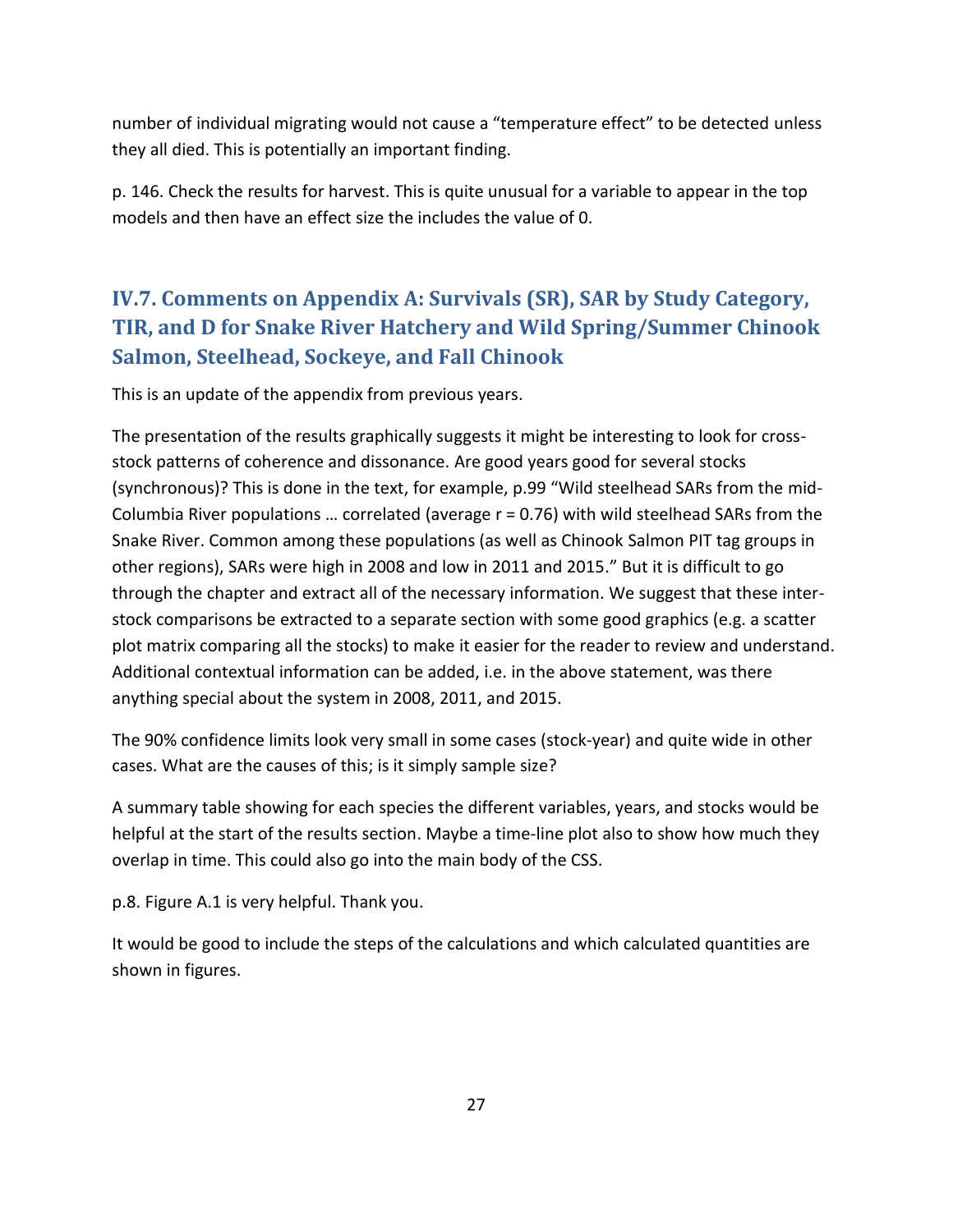number of individual migrating would not cause a "temperature effect" to be detected unless they all died. This is potentially an important finding.

p. 146. Check the results for harvest. This is quite unusual for a variable to appear in the top models and then have an effect size the includes the value of 0.

## IV.7. Comments on Appendix A: Survivals (SR), SAR by Study Category, TIR, and D for Snake River Hatchery and Wild Spring/Summer Chinook Salmon, Steelhead, Sockeye, and Fall Chinook

This is an update of the appendix from previous years.

The presentation of the results graphically suggests it might be interesting to look for cross-stock patterns of coherence and dissonance. Are good years good for several stocks (synchronous)? This is done in the text, for example, p.99 "Wild steelhead SARs from the mid-Columbia River populations … correlated (average r = 0.76) with wild steelhead SARs from the Snake River. Common among these populations (as well as Chinook Salmon PIT tag groups in other regions), SARs were high in 2008 and low in 2011 and 2015." But it is difficult to go through the chapter and extract all of the necessary information. We suggest that these inter-stock comparisons be extracted to a separate section with some good graphics (e.g. a scatter plot matrix comparing all the stocks) to make it easier for the reader to review and understand. Additional contextual information can be added, i.e. in the above statement, was there anything special about the system in 2008, 2011, and 2015.

The 90% confidence limits look very small in some cases (stock-year) and quite wide in other cases. What are the causes of this; is it simply sample size?

A summary table showing for each species the different variables, years, and stocks would be helpful at the start of the results section. Maybe a time-line plot also to show how much they overlap in time. This could also go into the main body of the CSS.

p.8. Figure A.1 is very helpful. Thank you.

It would be good to include the steps of the calculations and which calculated quantities are shown in figures.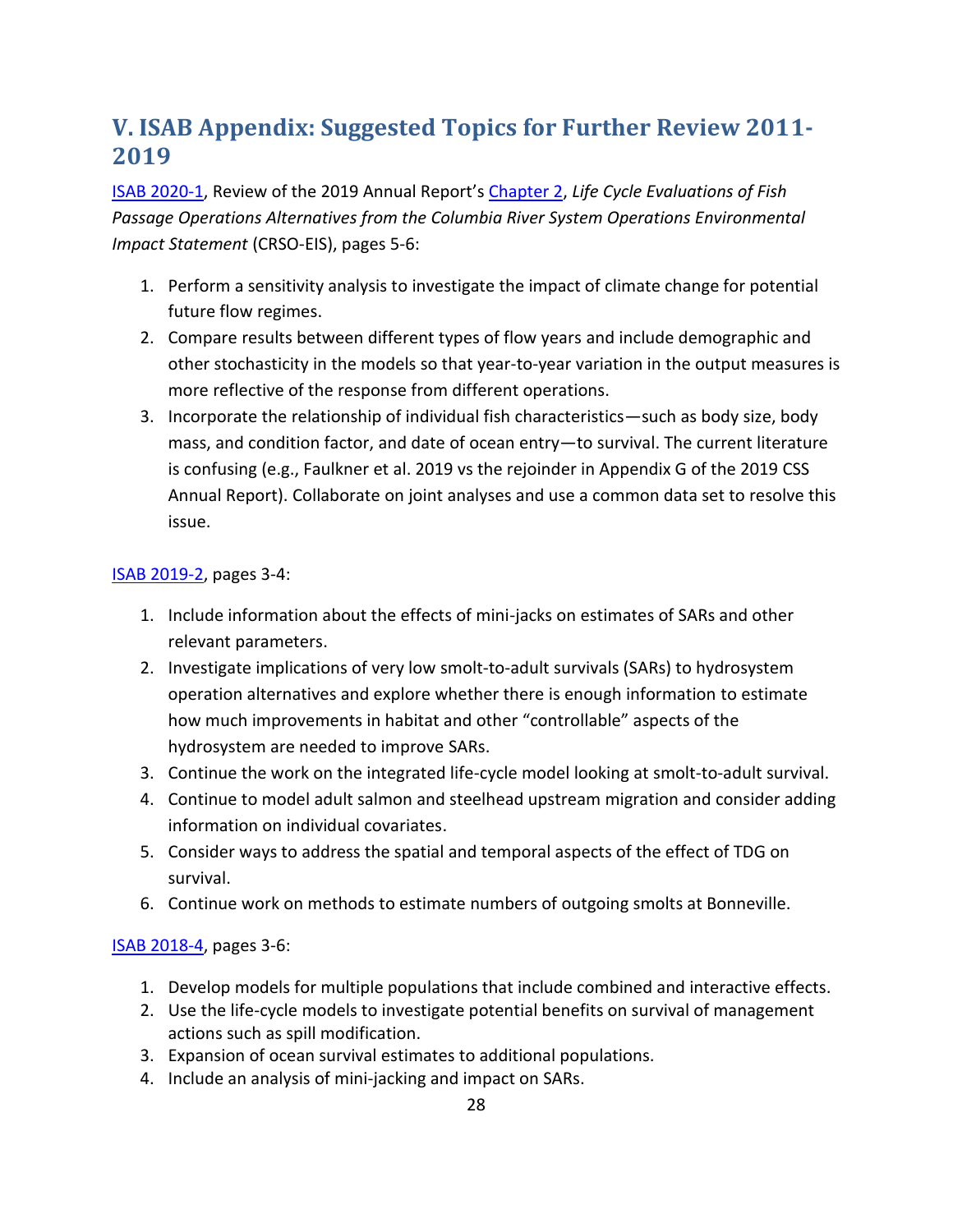## V. ISAB Appendix: Suggested Topics for Further Review 2011-2019

ISAB 2020-1, Review of the 2019 Annual Report's Chapter 2, *Life Cycle Evaluations of Fish Passage Operations Alternatives from the Columbia River System Operations Environmental Impact Statement* (CRSO-EIS), pages 5-6:

1. Perform a sensitivity analysis to investigate the impact of climate change for potential future flow regimes.
2. Compare results between different types of flow years and include demographic and other stochasticity in the models so that year-to-year variation in the output measures is more reflective of the response from different operations.
3. Incorporate the relationship of individual fish characteristics—such as body size, body mass, and condition factor, and date of ocean entry—to survival. The current literature is confusing (e.g., Faulkner et al. 2019 vs the rejoinder in Appendix G of the 2019 CSS Annual Report). Collaborate on joint analyses and use a common data set to resolve this issue.

ISAB 2019-2, pages 3-4:

1. Include information about the effects of mini-jacks on estimates of SARs and other relevant parameters.
2. Investigate implications of very low smolt-to-adult survivals (SARs) to hydrosystem operation alternatives and explore whether there is enough information to estimate how much improvements in habitat and other "controllable" aspects of the hydrosystem are needed to improve SARs.
3. Continue the work on the integrated life-cycle model looking at smolt-to-adult survival.
4. Continue to model adult salmon and steelhead upstream migration and consider adding information on individual covariates.
5. Consider ways to address the spatial and temporal aspects of the effect of TDG on survival.
6. Continue work on methods to estimate numbers of outgoing smolts at Bonneville.

ISAB 2018-4, pages 3-6:

1. Develop models for multiple populations that include combined and interactive effects.
2. Use the life-cycle models to investigate potential benefits on survival of management actions such as spill modification.
3. Expansion of ocean survival estimates to additional populations.
4. Include an analysis of mini-jacking and impact on SARs.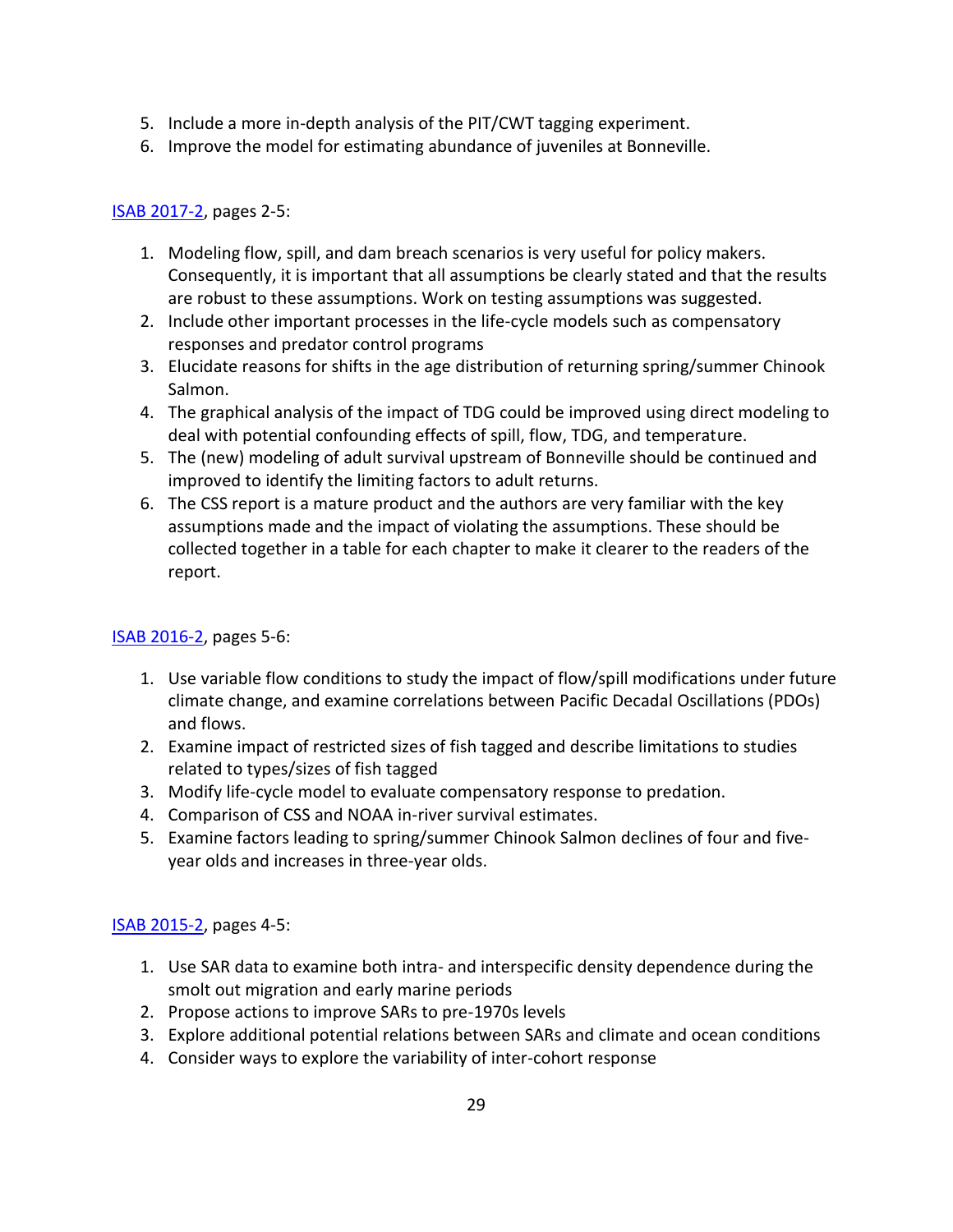5. Include a more in-depth analysis of the PIT/CWT tagging experiment.
6. Improve the model for estimating abundance of juveniles at Bonneville.

[ISAB 2017-2](#), pages 2-5:

1. Modeling flow, spill, and dam breach scenarios is very useful for policy makers. Consequently, it is important that all assumptions be clearly stated and that the results are robust to these assumptions. Work on testing assumptions was suggested.
2. Include other important processes in the life-cycle models such as compensatory responses and predator control programs
3. Elucidate reasons for shifts in the age distribution of returning spring/summer Chinook Salmon.
4. The graphical analysis of the impact of TDG could be improved using direct modeling to deal with potential confounding effects of spill, flow, TDG, and temperature.
5. The (new) modeling of adult survival upstream of Bonneville should be continued and improved to identify the limiting factors to adult returns.
6. The CSS report is a mature product and the authors are very familiar with the key assumptions made and the impact of violating the assumptions. These should be collected together in a table for each chapter to make it clearer to the readers of the report.

[ISAB 2016-2](#), pages 5-6:

1. Use variable flow conditions to study the impact of flow/spill modifications under future climate change, and examine correlations between Pacific Decadal Oscillations (PDOs) and flows.
2. Examine impact of restricted sizes of fish tagged and describe limitations to studies related to types/sizes of fish tagged
3. Modify life-cycle model to evaluate compensatory response to predation.
4. Comparison of CSS and NOAA in-river survival estimates.
5. Examine factors leading to spring/summer Chinook Salmon declines of four and five-year olds and increases in three-year olds.

[ISAB 2015-2](#), pages 4-5:

1. Use SAR data to examine both intra- and interspecific density dependence during the smolt out migration and early marine periods
2. Propose actions to improve SARs to pre-1970s levels
3. Explore additional potential relations between SARs and climate and ocean conditions
4. Consider ways to explore the variability of inter-cohort response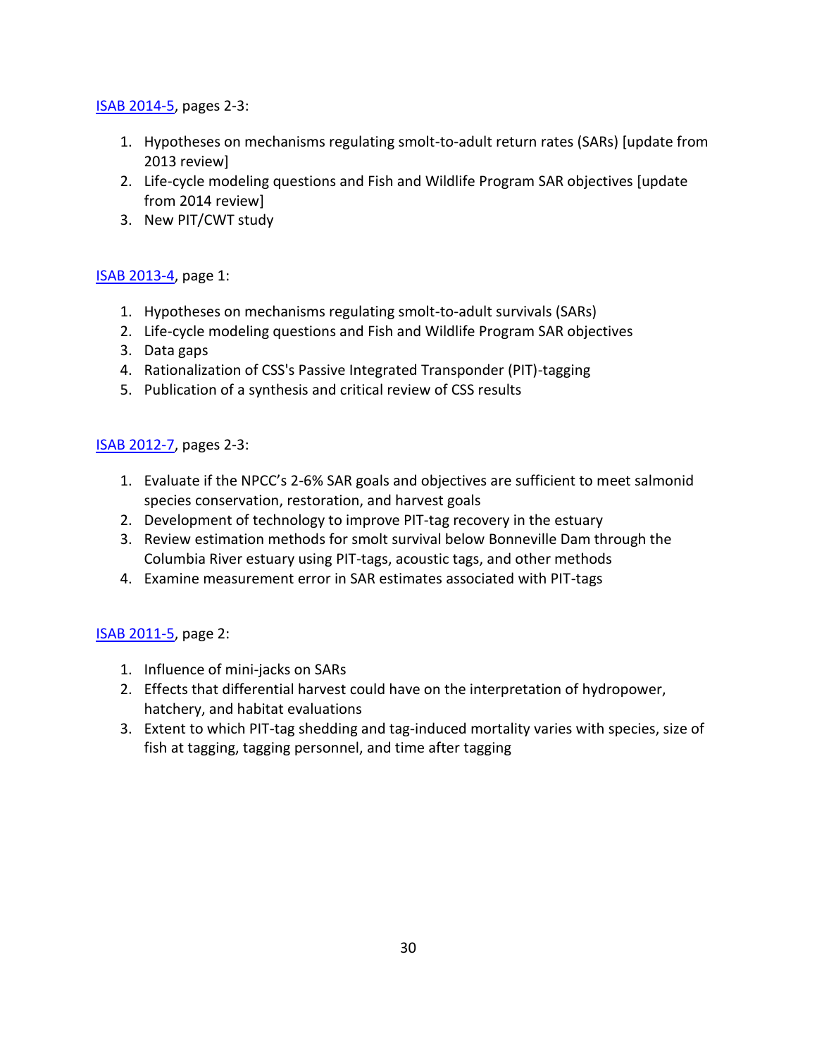[ISAB 2014-5](ISAB 2014-5), pages 2-3:

1. Hypotheses on mechanisms regulating smolt-to-adult return rates (SARs) [update from 2013 review]
2. Life-cycle modeling questions and Fish and Wildlife Program SAR objectives [update from 2014 review]
3. New PIT/CWT study

[ISAB 2013-4](ISAB 2013-4), page 1:

1. Hypotheses on mechanisms regulating smolt-to-adult survivals (SARs)
2. Life-cycle modeling questions and Fish and Wildlife Program SAR objectives
3. Data gaps
4. Rationalization of CSS's Passive Integrated Transponder (PIT)-tagging
5. Publication of a synthesis and critical review of CSS results

[ISAB 2012-7](ISAB 2012-7), pages 2-3:

1. Evaluate if the NPCC's 2-6% SAR goals and objectives are sufficient to meet salmonid species conservation, restoration, and harvest goals
2. Development of technology to improve PIT-tag recovery in the estuary
3. Review estimation methods for smolt survival below Bonneville Dam through the Columbia River estuary using PIT-tags, acoustic tags, and other methods
4. Examine measurement error in SAR estimates associated with PIT-tags

[ISAB 2011-5](ISAB 2011-5), page 2:

1. Influence of mini-jacks on SARs
2. Effects that differential harvest could have on the interpretation of hydropower, hatchery, and habitat evaluations
3. Extent to which PIT-tag shedding and tag-induced mortality varies with species, size of fish at tagging, tagging personnel, and time after tagging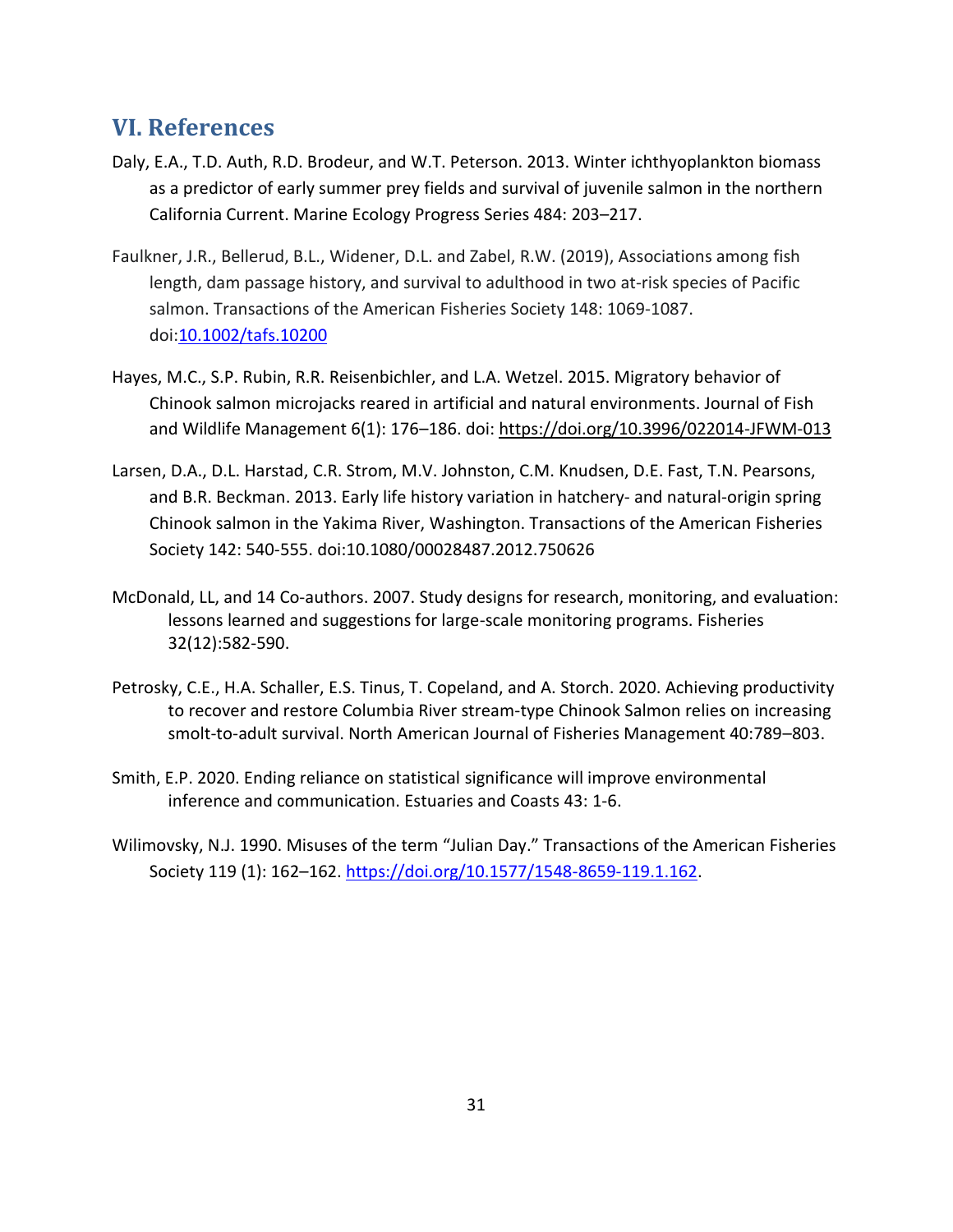## VI. References

Daly, E.A., T.D. Auth, R.D. Brodeur, and W.T. Peterson. 2013. Winter ichthyoplankton biomass as a predictor of early summer prey fields and survival of juvenile salmon in the northern California Current. Marine Ecology Progress Series 484: 203–217.

Faulkner, J.R., Bellerud, B.L., Widener, D.L. and Zabel, R.W. (2019), Associations among fish length, dam passage history, and survival to adulthood in two at-risk species of Pacific salmon. Transactions of the American Fisheries Society 148: 1069-1087. doi:10.1002/tafs.10200

Hayes, M.C., S.P. Rubin, R.R. Reisenbichler, and L.A. Wetzel. 2015. Migratory behavior of Chinook salmon microjacks reared in artificial and natural environments. Journal of Fish and Wildlife Management 6(1): 176–186. doi: https://doi.org/10.3996/022014-JFWM-013

Larsen, D.A., D.L. Harstad, C.R. Strom, M.V. Johnston, C.M. Knudsen, D.E. Fast, T.N. Pearsons, and B.R. Beckman. 2013. Early life history variation in hatchery- and natural-origin spring Chinook salmon in the Yakima River, Washington. Transactions of the American Fisheries Society 142: 540-555. doi:10.1080/00028487.2012.750626

McDonald, LL, and 14 Co-authors. 2007. Study designs for research, monitoring, and evaluation: lessons learned and suggestions for large-scale monitoring programs. Fisheries 32(12):582-590.

Petrosky, C.E., H.A. Schaller, E.S. Tinus, T. Copeland, and A. Storch. 2020. Achieving productivity to recover and restore Columbia River stream-type Chinook Salmon relies on increasing smolt-to-adult survival. North American Journal of Fisheries Management 40:789–803.

Smith, E.P. 2020. Ending reliance on statistical significance will improve environmental inference and communication. Estuaries and Coasts 43: 1-6.

Wilimovsky, N.J. 1990. Misuses of the term "Julian Day." Transactions of the American Fisheries Society 119 (1): 162–162. https://doi.org/10.1577/1548-8659-119.1.162.